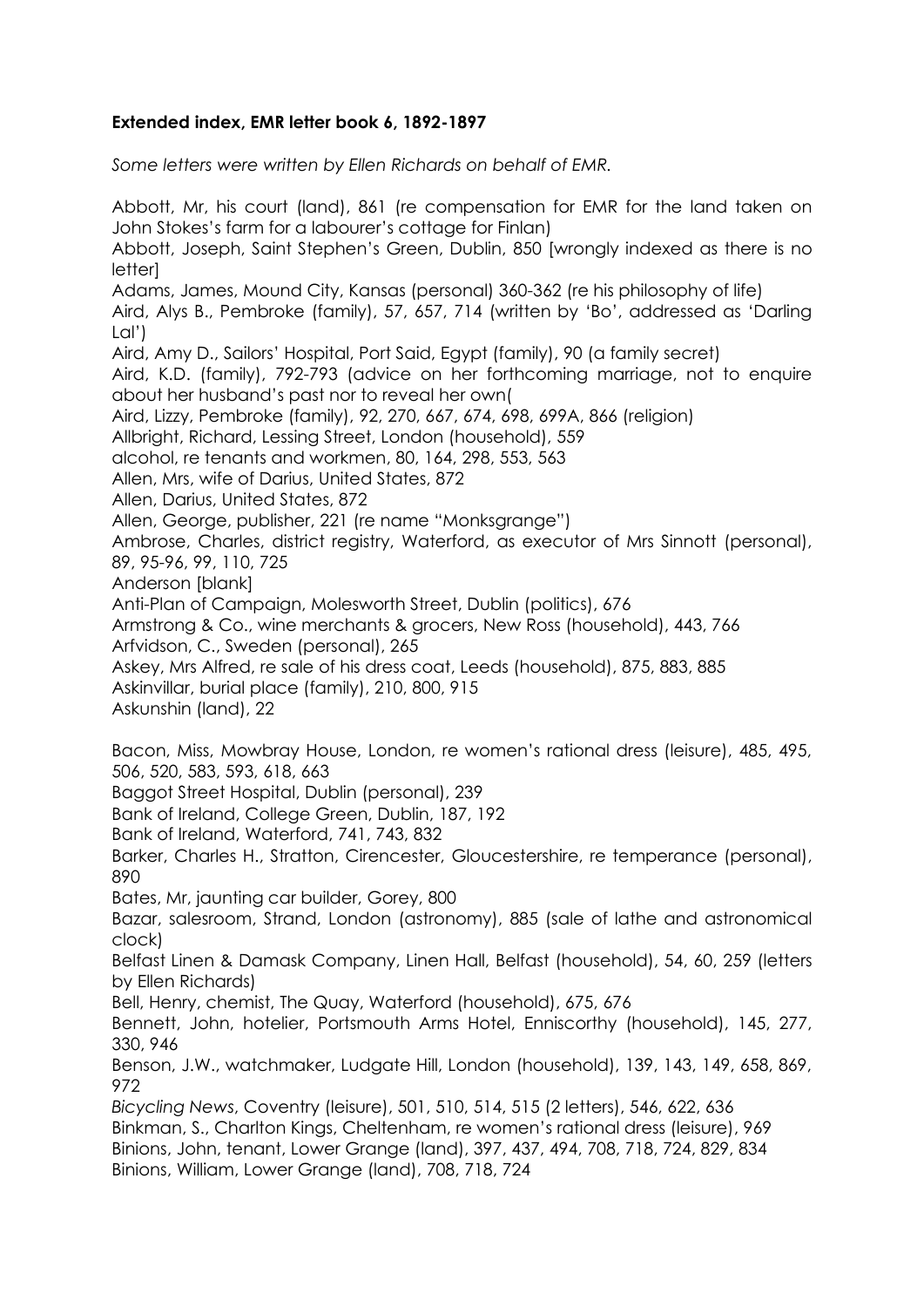**Extended index, EMR letter book 6, 1892-1897**

*Some letters were written by Ellen Richards on behalf of EMR.*

Abbott, Mr, his court (land), 861 (re compensation for EMR for the land taken on John Stokes's farm for a labourer's cottage for Finlan)

Abbott, Joseph, Saint Stephen's Green, Dublin, 850 [wrongly indexed as there is no letter]

Adams, James, Mound City, Kansas (personal) 360-362 (re his philosophy of life)

Aird, Alys B., Pembroke (family), 57, 657, 714 (written by 'Bo', addressed as 'Darling Lal')

Aird, Amy D., Sailors' Hospital, Port Said, Egypt (family), 90 (a family secret)

Aird, K.D. (family), 792-793 (advice on her forthcoming marriage, not to enquire about her husband's past nor to reveal her own(

Aird, Lizzy, Pembroke (family), 92, 270, 667, 674, 698, 699A, 866 (religion)

Allbright, Richard, Lessing Street, London (household), 559

alcohol, re tenants and workmen, 80, 164, 298, 553, 563

Allen, Mrs, wife of Darius, United States, 872

Allen, Darius, United States, 872

Allen, George, publisher, 221 (re name "Monksgrange")

Ambrose, Charles, district registry, Waterford, as executor of Mrs Sinnott (personal), 89, 95-96, 99, 110, 725

Anderson [blank]

Anti-Plan of Campaign, Molesworth Street, Dublin (politics), 676

Armstrong & Co., wine merchants & grocers, New Ross (household), 443, 766

Arfvidson, C., Sweden (personal), 265

Askey, Mrs Alfred, re sale of his dress coat, Leeds (household), 875, 883, 885

Askinvillar, burial place (family), 210, 800, 915

Askunshin (land), 22

Bacon, Miss, Mowbray House, London, re women's rational dress (leisure), 485, 495, 506, 520, 583, 593, 618, 663

Baggot Street Hospital, Dublin (personal), 239

Bank of Ireland, College Green, Dublin, 187, 192

Bank of Ireland, Waterford, 741, 743, 832

Barker, Charles H., Stratton, Cirencester, Gloucestershire, re temperance (personal), 890

Bates, Mr, jaunting car builder, Gorey, 800

Bazar, salesroom, Strand, London (astronomy), 885 (sale of lathe and astronomical clock)

Belfast Linen & Damask Company, Linen Hall, Belfast (household), 54, 60, 259 (letters by Ellen Richards)

Bell, Henry, chemist, The Quay, Waterford (household), 675, 676

Bennett, John, hotelier, Portsmouth Arms Hotel, Enniscorthy (household), 145, 277, 330, 946

Benson, J.W., watchmaker, Ludgate Hill, London (household), 139, 143, 149, 658, 869, 972

*Bicycling News*, Coventry (leisure), 501, 510, 514, 515 (2 letters), 546, 622, 636

Binkman, S., Charlton Kings, Cheltenham, re women's rational dress (leisure), 969

Binions, John, tenant, Lower Grange (land), 397, 437, 494, 708, 718, 724, 829, 834

Binions, William, Lower Grange (land), 708, 718, 724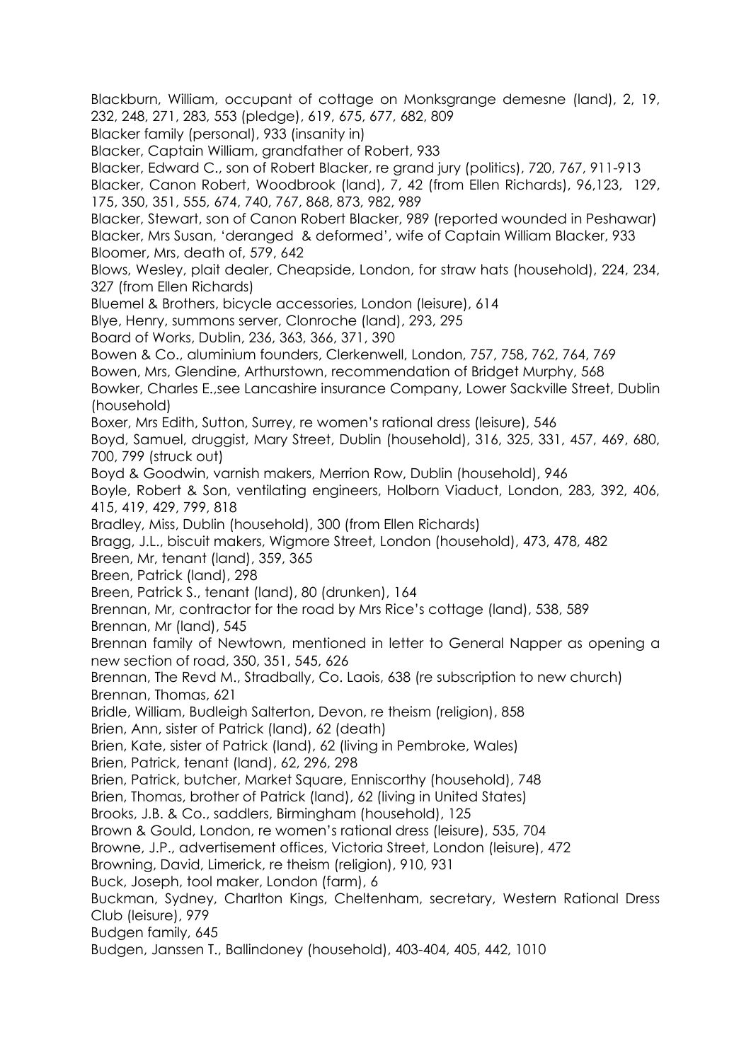Blackburn, William, occupant of cottage on Monksgrange demesne (land), 2, 19, 232, 248, 271, 283, 553 (pledge), 619, 675, 677, 682, 809

Blacker family (personal), 933 (insanity in)

Blacker, Captain William, grandfather of Robert, 933

Blacker, Edward C., son of Robert Blacker, re grand jury (politics), 720, 767, 911-913

Blacker, Canon Robert, Woodbrook (land), 7, 42 (from Ellen Richards), 96,123, 129, 175, 350, 351, 555, 674, 740, 767, 868, 873, 982, 989

Blacker, Stewart, son of Canon Robert Blacker, 989 (reported wounded in Peshawar)

Blacker, Mrs Susan, 'deranged & deformed', wife of Captain William Blacker, 933

Bloomer, Mrs, death of, 579, 642

Blows, Wesley, plait dealer, Cheapside, London, for straw hats (household), 224, 234, 327 (from Ellen Richards)

Bluemel & Brothers, bicycle accessories, London (leisure), 614

Blye, Henry, summons server, Clonroche (land), 293, 295

Board of Works, Dublin, 236, 363, 366, 371, 390

Bowen & Co., aluminium founders, Clerkenwell, London, 757, 758, 762, 764, 769

Bowen, Mrs, Glendine, Arthurstown, recommendation of Bridget Murphy, 568

Bowker, Charles E.,see Lancashire insurance Company, Lower Sackville Street, Dublin (household)

Boxer, Mrs Edith, Sutton, Surrey, re women's rational dress (leisure), 546

Boyd, Samuel, druggist, Mary Street, Dublin (household), 316, 325, 331, 457, 469, 680, 700, 799 (struck out)

Boyd & Goodwin, varnish makers, Merrion Row, Dublin (household), 946

Boyle, Robert & Son, ventilating engineers, Holborn Viaduct, London, 283, 392, 406, 415, 419, 429, 799, 818

Bradley, Miss, Dublin (household), 300 (from Ellen Richards)

Bragg, J.L., biscuit makers, Wigmore Street, London (household), 473, 478, 482

Breen, Mr, tenant (land), 359, 365

Breen, Patrick (land), 298

Breen, Patrick S., tenant (land), 80 (drunken), 164

Brennan, Mr, contractor for the road by Mrs Rice's cottage (land), 538, 589

Brennan, Mr (land), 545

Brennan family of Newtown, mentioned in letter to General Napper as opening a new section of road, 350, 351, 545, 626

Brennan, The Revd M., Stradbally, Co. Laois, 638 (re subscription to new church)

Brennan, Thomas, 621

Bridle, William, Budleigh Salterton, Devon, re theism (religion), 858

Brien, Ann, sister of Patrick (land), 62 (death)

Brien, Kate, sister of Patrick (land), 62 (living in Pembroke, Wales)

Brien, Patrick, tenant (land), 62, 296, 298

Brien, Patrick, butcher, Market Square, Enniscorthy (household), 748

Brien, Thomas, brother of Patrick (land), 62 (living in United States)

Brooks, J.B. & Co., saddlers, Birmingham (household), 125

Brown & Gould, London, re women's rational dress (leisure), 535, 704

Browne, J.P., advertisement offices, Victoria Street, London (leisure), 472

Browning, David, Limerick, re theism (religion), 910, 931

Buck, Joseph, tool maker, London (farm), 6

Buckman, Sydney, Charlton Kings, Cheltenham, secretary, Western Rational Dress Club (leisure), 979

Budgen family, 645

Budgen, Janssen T., Ballindoney (household), 403-404, 405, 442, 1010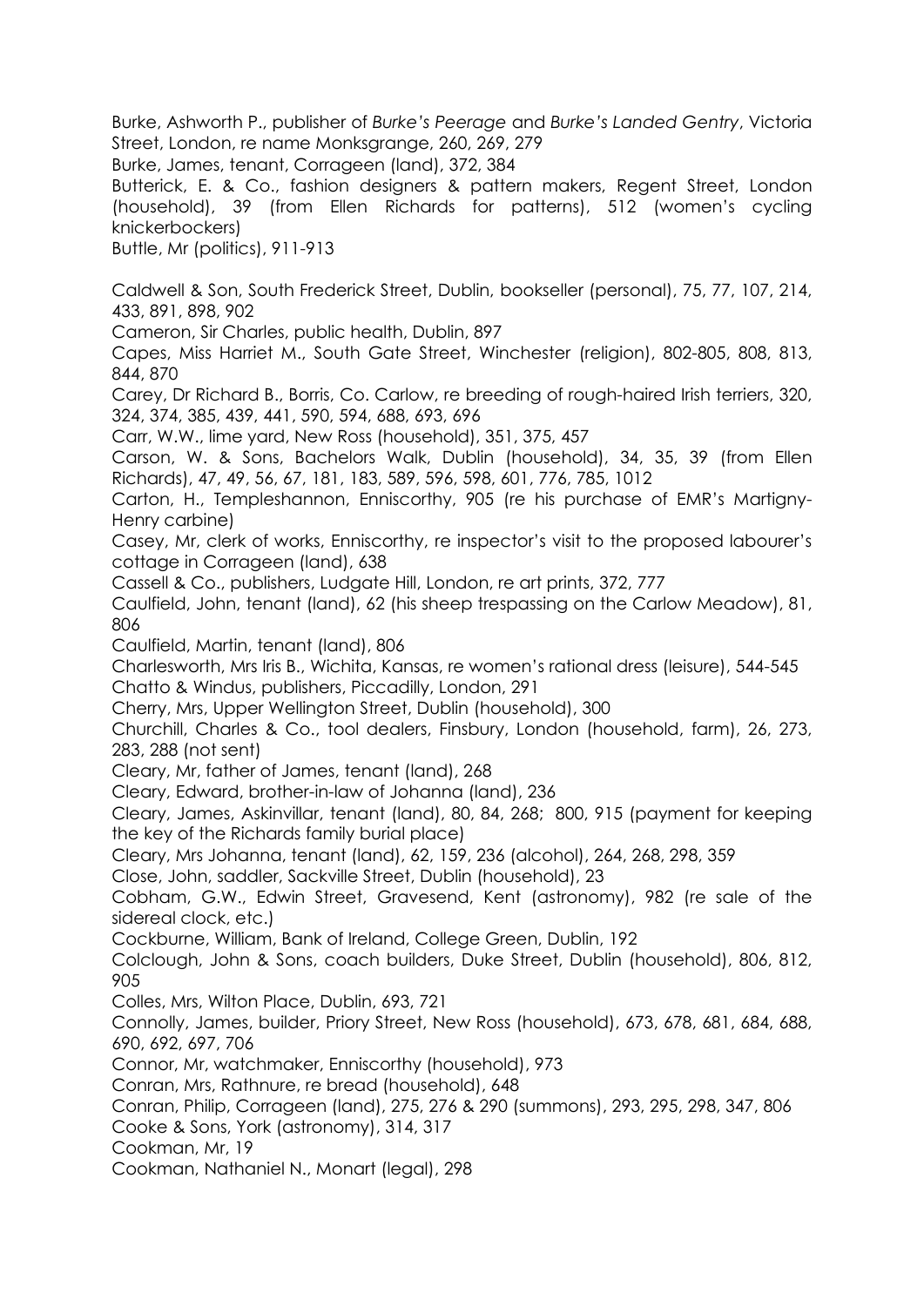Burke, Ashworth P., publisher of *Burke's Peerage* and *Burke's Landed Gentry*, Victoria Street, London, re name Monksgrange, 260, 269, 279

Burke, James, tenant, Corrageen (land), 372, 384

Butterick, E. & Co., fashion designers & pattern makers, Regent Street, London (household), 39 (from Ellen Richards for patterns), 512 (women's cycling knickerbockers)

Buttle, Mr (politics), 911-913

Caldwell & Son, South Frederick Street, Dublin, bookseller (personal), 75, 77, 107, 214, 433, 891, 898, 902

Cameron, Sir Charles, public health, Dublin, 897

Capes, Miss Harriet M., South Gate Street, Winchester (religion), 802-805, 808, 813, 844, 870

Carey, Dr Richard B., Borris, Co. Carlow, re breeding of rough-haired Irish terriers, 320, 324, 374, 385, 439, 441, 590, 594, 688, 693, 696

Carr, W.W., lime yard, New Ross (household), 351, 375, 457

Carson, W. & Sons, Bachelors Walk, Dublin (household), 34, 35, 39 (from Ellen Richards), 47, 49, 56, 67, 181, 183, 589, 596, 598, 601, 776, 785, 1012

Carton, H., Templeshannon, Enniscorthy, 905 (re his purchase of EMR's Martigny-Henry carbine)

Casey, Mr, clerk of works, Enniscorthy, re inspector's visit to the proposed labourer's cottage in Corrageen (land), 638

Cassell & Co., publishers, Ludgate Hill, London, re art prints, 372, 777

Caulfield, John, tenant (land), 62 (his sheep trespassing on the Carlow Meadow), 81, 806

Caulfield, Martin, tenant (land), 806

Charlesworth, Mrs Iris B., Wichita, Kansas, re women's rational dress (leisure), 544-545

Chatto & Windus, publishers, Piccadilly, London, 291

Cherry, Mrs, Upper Wellington Street, Dublin (household), 300

Churchill, Charles & Co., tool dealers, Finsbury, London (household, farm), 26, 273, 283, 288 (not sent)

Cleary, Mr, father of James, tenant (land), 268

Cleary, Edward, brother-in-law of Johanna (land), 236

Cleary, James, Askinvillar, tenant (land), 80, 84, 268; 800, 915 (payment for keeping the key of the Richards family burial place)

Cleary, Mrs Johanna, tenant (land), 62, 159, 236 (alcohol), 264, 268, 298, 359

Close, John, saddler, Sackville Street, Dublin (household), 23

Cobham, G.W., Edwin Street, Gravesend, Kent (astronomy), 982 (re sale of the sidereal clock, etc.)

Cockburne, William, Bank of Ireland, College Green, Dublin, 192

Colclough, John & Sons, coach builders, Duke Street, Dublin (household), 806, 812, 905

Colles, Mrs, Wilton Place, Dublin, 693, 721

Connolly, James, builder, Priory Street, New Ross (household), 673, 678, 681, 684, 688, 690, 692, 697, 706

Connor, Mr, watchmaker, Enniscorthy (household), 973

Conran, Mrs, Rathnure, re bread (household), 648

Conran, Philip, Corrageen (land), 275, 276 & 290 (summons), 293, 295, 298, 347, 806

Cooke & Sons, York (astronomy), 314, 317

Cookman, Mr, 19

Cookman, Nathaniel N., Monart (legal), 298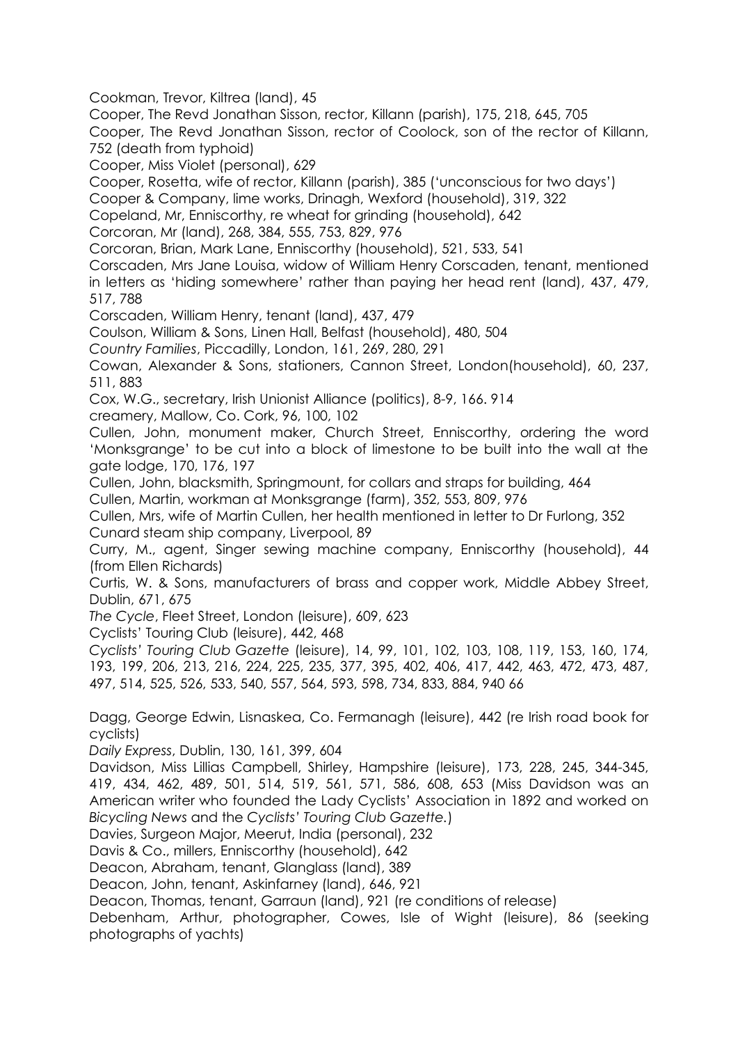Cookman, Trevor, Kiltrea (land), 45

Cooper, The Revd Jonathan Sisson, rector, Killann (parish), 175, 218, 645, 705

Cooper, The Revd Jonathan Sisson, rector of Coolock, son of the rector of Killann, 752 (death from typhoid)

Cooper, Miss Violet (personal), 629

Cooper, Rosetta, wife of rector, Killann (parish), 385 ('unconscious for two days')

Cooper & Company, lime works, Drinagh, Wexford (household), 319, 322

Copeland, Mr, Enniscorthy, re wheat for grinding (household), 642

Corcoran, Mr (land), 268, 384, 555, 753, 829, 976

Corcoran, Brian, Mark Lane, Enniscorthy (household), 521, 533, 541

Corscaden, Mrs Jane Louisa, widow of William Henry Corscaden, tenant, mentioned in letters as 'hiding somewhere' rather than paying her head rent (land), 437, 479, 517, 788

Corscaden, William Henry, tenant (land), 437, 479

Coulson, William & Sons, Linen Hall, Belfast (household), 480, 504

*Country Families*, Piccadilly, London, 161, 269, 280, 291

Cowan, Alexander & Sons, stationers, Cannon Street, London(household), 60, 237, 511, 883

Cox, W.G., secretary, Irish Unionist Alliance (politics), 8-9, 166. 914

creamery, Mallow, Co. Cork, 96, 100, 102

Cullen, John, monument maker, Church Street, Enniscorthy, ordering the word 'Monksgrange' to be cut into a block of limestone to be built into the wall at the gate lodge, 170, 176, 197

Cullen, John, blacksmith, Springmount, for collars and straps for building, 464

Cullen, Martin, workman at Monksgrange (farm), 352, 553, 809, 976

Cullen, Mrs, wife of Martin Cullen, her health mentioned in letter to Dr Furlong, 352

Cunard steam ship company, Liverpool, 89

Curry, M., agent, Singer sewing machine company, Enniscorthy (household), 44 (from Ellen Richards)

Curtis, W. & Sons, manufacturers of brass and copper work, Middle Abbey Street, Dublin, 671, 675

*The Cycle*, Fleet Street, London (leisure), 609, 623

Cyclists' Touring Club (leisure), 442, 468

*Cyclists' Touring Club Gazette* (leisure), 14, 99, 101, 102, 103, 108, 119, 153, 160, 174, 193, 199, 206, 213, 216, 224, 225, 235, 377, 395, 402, 406, 417, 442, 463, 472, 473, 487, 497, 514, 525, 526, 533, 540, 557, 564, 593, 598, 734, 833, 884, 940 66

Dagg, George Edwin, Lisnaskea, Co. Fermanagh (leisure), 442 (re Irish road book for cyclists)

*Daily Express*, Dublin, 130, 161, 399, 604

Davidson, Miss Lillias Campbell, Shirley, Hampshire (leisure), 173, 228, 245, 344-345, 419, 434, 462, 489, 501, 514, 519, 561, 571, 586, 608, 653 (Miss Davidson was an American writer who founded the Lady Cyclists' Association in 1892 and worked on *Bicycling News* and the *Cyclists' Touring Club Gazette*.)

Davies, Surgeon Major, Meerut, India (personal), 232

Davis & Co., millers, Enniscorthy (household), 642

Deacon, Abraham, tenant, Glanglass (land), 389

Deacon, John, tenant, Askinfarney (land), 646, 921

Deacon, Thomas, tenant, Garraun (land), 921 (re conditions of release)

Debenham, Arthur, photographer, Cowes, Isle of Wight (leisure), 86 (seeking photographs of yachts)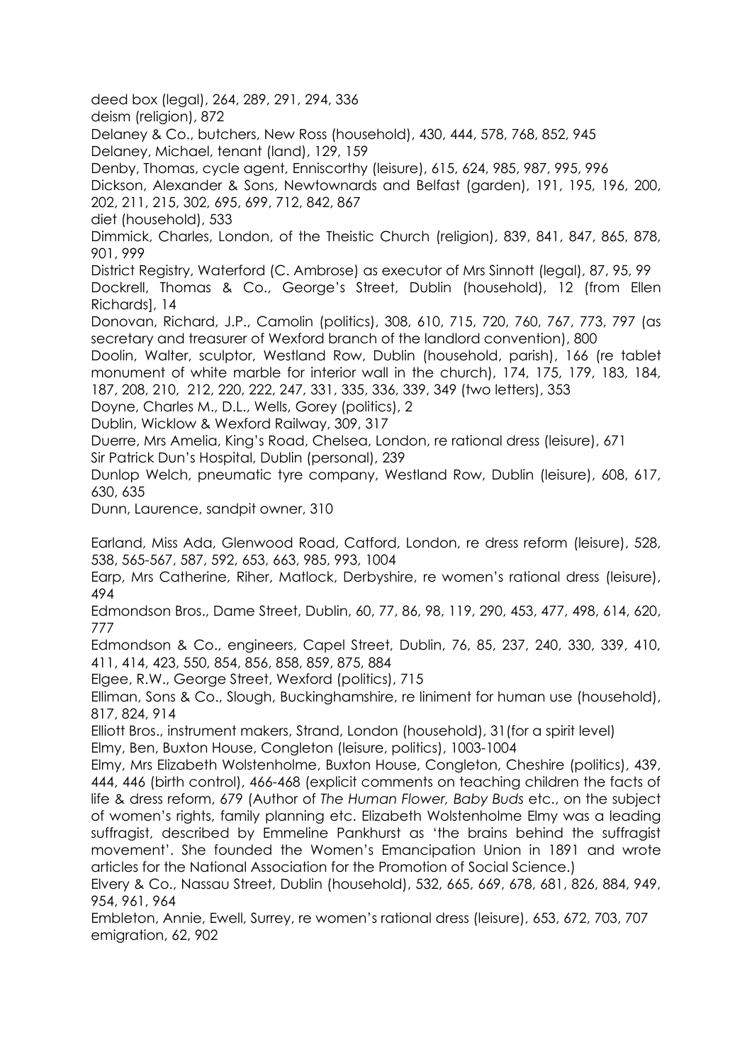deed box (legal), 264, 289, 291, 294, 336

deism (religion), 872

Delaney & Co., butchers, New Ross (household), 430, 444, 578, 768, 852, 945

Delaney, Michael, tenant (land), 129, 159

Denby, Thomas, cycle agent, Enniscorthy (leisure), 615, 624, 985, 987, 995, 996

Dickson, Alexander & Sons, Newtownards and Belfast (garden), 191, 195, 196, 200, 202, 211, 215, 302, 695, 699, 712, 842, 867

diet (household), 533

Dimmick, Charles, London, of the Theistic Church (religion), 839, 841, 847, 865, 878, 901, 999

District Registry, Waterford (C. Ambrose) as executor of Mrs Sinnott (legal), 87, 95, 99

Dockrell, Thomas & Co., George's Street, Dublin (household), 12 (from Ellen Richards], 14

Donovan, Richard, J.P., Camolin (politics), 308, 610, 715, 720, 760, 767, 773, 797 (as secretary and treasurer of Wexford branch of the landlord convention), 800

Doolin, Walter, sculptor, Westland Row, Dublin (household, parish), 166 (re tablet monument of white marble for interior wall in the church), 174, 175, 179, 183, 184, 187, 208, 210, 212, 220, 222, 247, 331, 335, 336, 339, 349 (two letters), 353

Doyne, Charles M., D.L., Wells, Gorey (politics), 2

Dublin, Wicklow & Wexford Railway, 309, 317

Duerre, Mrs Amelia, King's Road, Chelsea, London, re rational dress (leisure), 671

Sir Patrick Dun's Hospital, Dublin (personal), 239

Dunlop Welch, pneumatic tyre company, Westland Row, Dublin (leisure), 608, 617, 630, 635

Dunn, Laurence, sandpit owner, 310

Earland, Miss Ada, Glenwood Road, Catford, London, re dress reform (leisure), 528, 538, 565-567, 587, 592, 653, 663, 985, 993, 1004

Earp, Mrs Catherine, Riher, Matlock, Derbyshire, re women's rational dress (leisure), 494

Edmondson Bros., Dame Street, Dublin, 60, 77, 86, 98, 119, 290, 453, 477, 498, 614, 620, 777

Edmondson & Co., engineers, Capel Street, Dublin, 76, 85, 237, 240, 330, 339, 410, 411, 414, 423, 550, 854, 856, 858, 859, 875, 884

Elgee, R.W., George Street, Wexford (politics), 715

Elliman, Sons & Co., Slough, Buckinghamshire, re liniment for human use (household), 817, 824, 914

Elliott Bros., instrument makers, Strand, London (household), 31(for a spirit level)

Elmy, Ben, Buxton House, Congleton (leisure, politics), 1003-1004

Elmy, Mrs Elizabeth Wolstenholme, Buxton House, Congleton, Cheshire (politics), 439, 444, 446 (birth control), 466-468 (explicit comments on teaching children the facts of life & dress reform, 679 (Author of *The Human Flower, Baby Buds* etc., on the subject of women's rights, family planning etc. Elizabeth Wolstenholme Elmy was a leading suffragist, described by Emmeline Pankhurst as 'the brains behind the suffragist movement'. She founded the Women's Emancipation Union in 1891 and wrote articles for the National Association for the Promotion of Social Science.)

Elvery & Co., Nassau Street, Dublin (household), 532, 665, 669, 678, 681, 826, 884, 949, 954, 961, 964

Embleton, Annie, Ewell, Surrey, re women's rational dress (leisure), 653, 672, 703, 707

emigration, 62, 902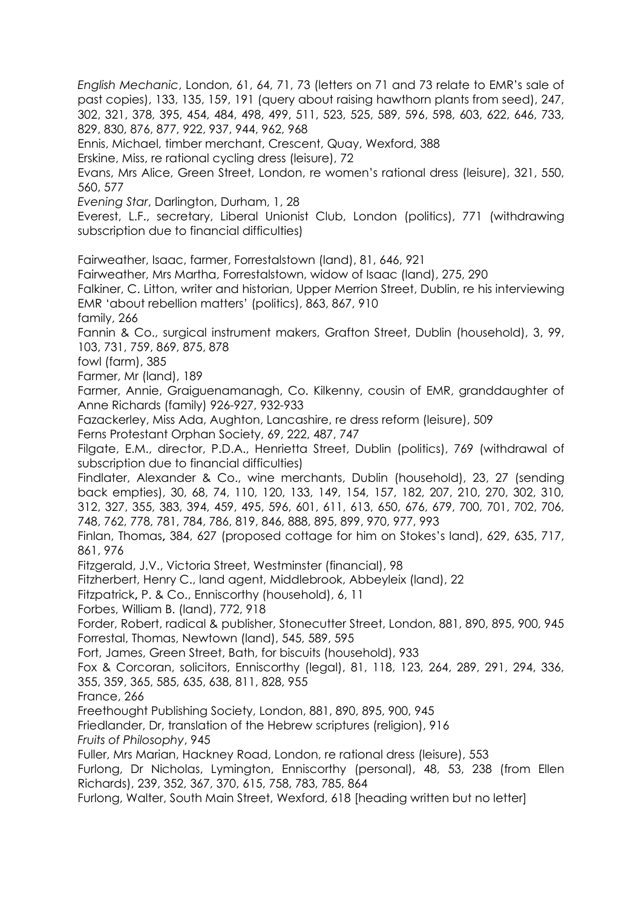*English Mechanic*, London, 61, 64, 71, 73 (letters on 71 and 73 relate to EMR's sale of past copies), 133, 135, 159, 191 (query about raising hawthorn plants from seed), 247, 302, 321, 378, 395, 454, 484, 498, 499, 511, 523, 525, 589, 596, 598, 603, 622, 646, 733, 829, 830, 876, 877, 922, 937, 944, 962, 968

Ennis, Michael, timber merchant, Crescent, Quay, Wexford, 388

Erskine, Miss, re rational cycling dress (leisure), 72

Evans, Mrs Alice, Green Street, London, re women's rational dress (leisure), 321, 550, 560, 577

*Evening Star*, Darlington, Durham, 1, 28

Everest, L.F., secretary, Liberal Unionist Club, London (politics), 771 (withdrawing subscription due to financial difficulties)

Fairweather, Isaac, farmer, Forrestalstown (land), 81, 646, 921

Fairweather, Mrs Martha, Forrestalstown, widow of Isaac (land), 275, 290

Falkiner, C. Litton, writer and historian, Upper Merrion Street, Dublin, re his interviewing EMR 'about rebellion matters' (politics), 863, 867, 910

family, 266

Fannin & Co., surgical instrument makers, Grafton Street, Dublin (household), 3, 99, 103, 731, 759, 869, 875, 878

fowl (farm), 385

Farmer, Mr (land), 189

Farmer, Annie, Graiguenamanagh, Co. Kilkenny, cousin of EMR, granddaughter of Anne Richards (family) 926-927, 932-933

Fazackerley, Miss Ada, Aughton, Lancashire, re dress reform (leisure), 509

Ferns Protestant Orphan Society, 69, 222, 487, 747

Filgate, E.M., director, P.D.A., Henrietta Street, Dublin (politics), 769 (withdrawal of subscription due to financial difficulties)

Findlater, Alexander & Co., wine merchants, Dublin (household), 23, 27 (sending back empties), 30, 68, 74, 110, 120, 133, 149, 154, 157, 182, 207, 210, 270, 302, 310, 312, 327, 355, 383, 394, 459, 495, 596, 601, 611, 613, 650, 676, 679, 700, 701, 702, 706, 748, 762, 778, 781, 784, 786, 819, 846, 888, 895, 899, 970, 977, 993

Finlan, Thomas, 384, 627 (proposed cottage for him on Stokes's land), 629, 635, 717, 861, 976

Fitzgerald, J.V., Victoria Street, Westminster (financial), 98

Fitzherbert, Henry C., land agent, Middlebrook, Abbeyleix (land), 22

Fitzpatrick, P. & Co., Enniscorthy (household), 6, 11

Forbes, William B. (land), 772, 918

Forder, Robert, radical & publisher, Stonecutter Street, London, 881, 890, 895, 900, 945

Forrestal, Thomas, Newtown (land), 545, 589, 595

Fort, James, Green Street, Bath, for biscuits (household), 933

Fox & Corcoran, solicitors, Enniscorthy (legal), 81, 118, 123, 264, 289, 291, 294, 336, 355, 359, 365, 585, 635, 638, 811, 828, 955

France, 266

Freethought Publishing Society, London, 881, 890, 895, 900, 945

Friedlander, Dr, translation of the Hebrew scriptures (religion), 916

*Fruits of Philosophy*, 945

Fuller, Mrs Marian, Hackney Road, London, re rational dress (leisure), 553

Furlong, Dr Nicholas, Lymington, Enniscorthy (personal), 48, 53, 238 (from Ellen Richards), 239, 352, 367, 370, 615, 758, 783, 785, 864

Furlong, Walter, South Main Street, Wexford, 618 [heading written but no letter]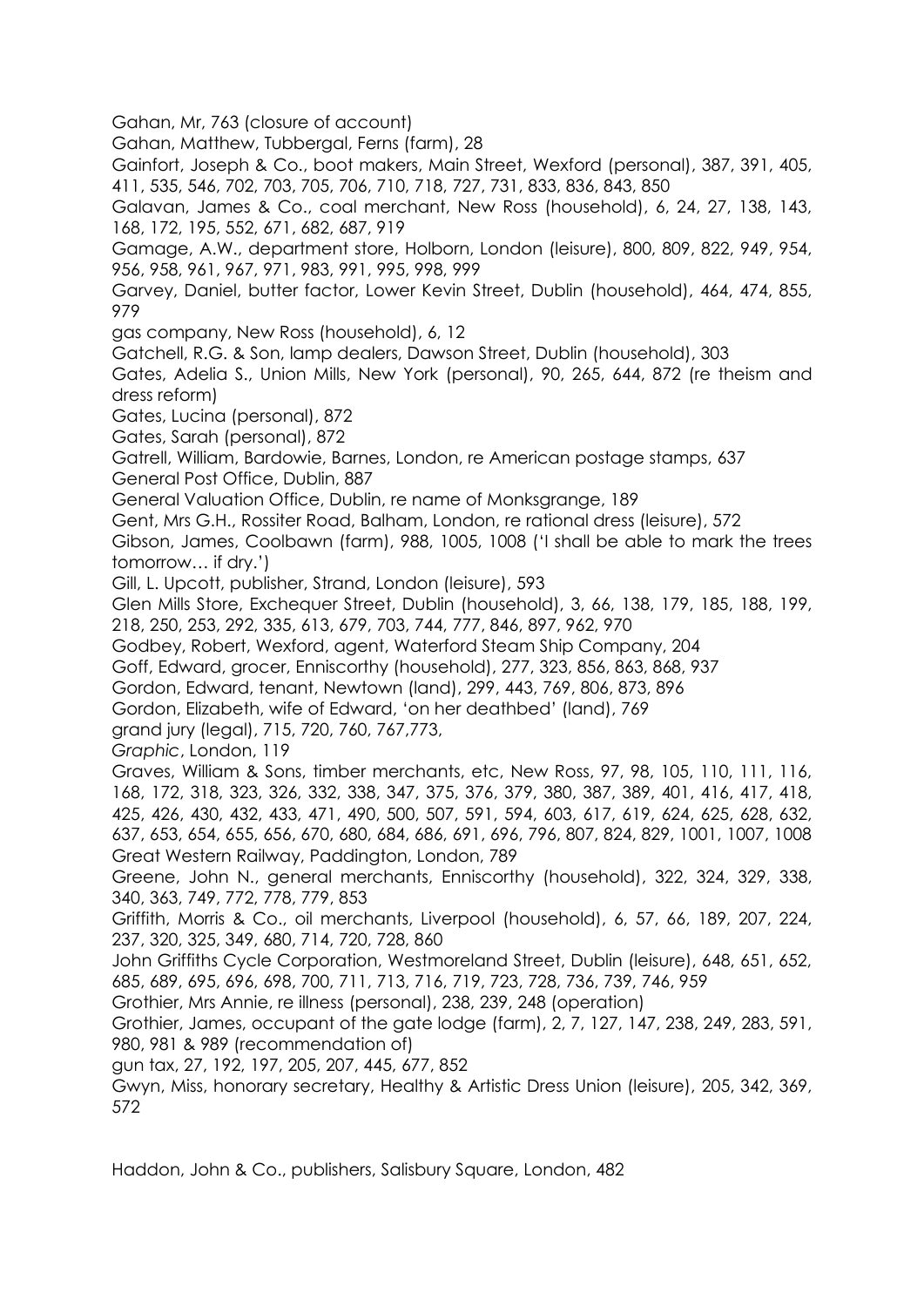Gahan, Mr, 763 (closure of account)

Gahan, Matthew, Tubbergal, Ferns (farm), 28

Gainfort, Joseph & Co., boot makers, Main Street, Wexford (personal), 387, 391, 405, 411, 535, 546, 702, 703, 705, 706, 710, 718, 727, 731, 833, 836, 843, 850

Galavan, James & Co., coal merchant, New Ross (household), 6, 24, 27, 138, 143, 168, 172, 195, 552, 671, 682, 687, 919

Gamage, A.W., department store, Holborn, London (leisure), 800, 809, 822, 949, 954, 956, 958, 961, 967, 971, 983, 991, 995, 998, 999

Garvey, Daniel, butter factor, Lower Kevin Street, Dublin (household), 464, 474, 855, 979

gas company, New Ross (household), 6, 12

Gatchell, R.G. & Son, lamp dealers, Dawson Street, Dublin (household), 303

Gates, Adelia S., Union Mills, New York (personal), 90, 265, 644, 872 (re theism and dress reform)

Gates, Lucina (personal), 872

Gates, Sarah (personal), 872

Gatrell, William, Bardowie, Barnes, London, re American postage stamps, 637

General Post Office, Dublin, 887

General Valuation Office, Dublin, re name of Monksgrange, 189

Gent, Mrs G.H., Rossiter Road, Balham, London, re rational dress (leisure), 572

Gibson, James, Coolbawn (farm), 988, 1005, 1008 ('I shall be able to mark the trees tomorrow… if dry.')

Gill, L. Upcott, publisher, Strand, London (leisure), 593

Glen Mills Store, Exchequer Street, Dublin (household), 3, 66, 138, 179, 185, 188, 199, 218, 250, 253, 292, 335, 613, 679, 703, 744, 777, 846, 897, 962, 970

Godbey, Robert, Wexford, agent, Waterford Steam Ship Company, 204

Goff, Edward, grocer, Enniscorthy (household), 277, 323, 856, 863, 868, 937

Gordon, Edward, tenant, Newtown (land), 299, 443, 769, 806, 873, 896

Gordon, Elizabeth, wife of Edward, 'on her deathbed' (land), 769

grand jury (legal), 715, 720, 760, 767,773,

*Graphic*, London, 119

Graves, William & Sons, timber merchants, etc, New Ross, 97, 98, 105, 110, 111, 116, 168, 172, 318, 323, 326, 332, 338, 347, 375, 376, 379, 380, 387, 389, 401, 416, 417, 418, 425, 426, 430, 432, 433, 471, 490, 500, 507, 591, 594, 603, 617, 619, 624, 625, 628, 632, 637, 653, 654, 655, 656, 670, 680, 684, 686, 691, 696, 796, 807, 824, 829, 1001, 1007, 1008

Great Western Railway, Paddington, London, 789

Greene, John N., general merchants, Enniscorthy (household), 322, 324, 329, 338, 340, 363, 749, 772, 778, 779, 853

Griffith, Morris & Co., oil merchants, Liverpool (household), 6, 57, 66, 189, 207, 224, 237, 320, 325, 349, 680, 714, 720, 728, 860

John Griffiths Cycle Corporation, Westmoreland Street, Dublin (leisure), 648, 651, 652, 685, 689, 695, 696, 698, 700, 711, 713, 716, 719, 723, 728, 736, 739, 746, 959

Grothier, Mrs Annie, re illness (personal), 238, 239, 248 (operation)

Grothier, James, occupant of the gate lodge (farm), 2, 7, 127, 147, 238, 249, 283, 591, 980, 981 & 989 (recommendation of)

gun tax, 27, 192, 197, 205, 207, 445, 677, 852

Gwyn, Miss, honorary secretary, Healthy & Artistic Dress Union (leisure), 205, 342, 369, 572

Haddon, John & Co., publishers, Salisbury Square, London, 482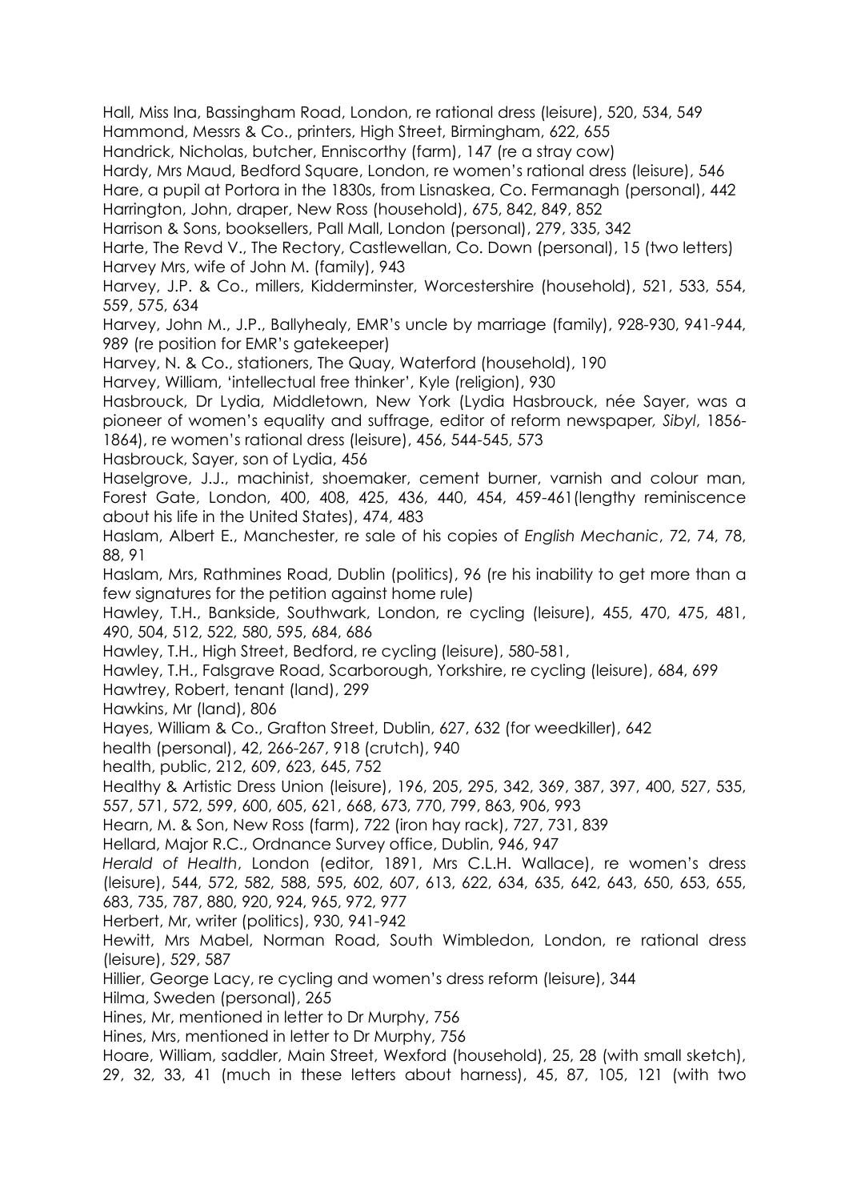Hall, Miss Ina, Bassingham Road, London, re rational dress (leisure), 520, 534, 549

Hammond, Messrs & Co., printers, High Street, Birmingham, 622, 655

Handrick, Nicholas, butcher, Enniscorthy (farm), 147 (re a stray cow)

Hardy, Mrs Maud, Bedford Square, London, re women's rational dress (leisure), 546

Hare, a pupil at Portora in the 1830s, from Lisnaskea, Co. Fermanagh (personal), 442

Harrington, John, draper, New Ross (household), 675, 842, 849, 852

Harrison & Sons, booksellers, Pall Mall, London (personal), 279, 335, 342

Harte, The Revd V., The Rectory, Castlewellan, Co. Down (personal), 15 (two letters)

Harvey Mrs, wife of John M. (family), 943

Harvey, J.P. & Co., millers, Kidderminster, Worcestershire (household), 521, 533, 554, 559, 575, 634

Harvey, John M., J.P., Ballyhealy, EMR's uncle by marriage (family), 928-930, 941-944, 989 (re position for EMR's gatekeeper)

Harvey, N. & Co., stationers, The Quay, Waterford (household), 190

Harvey, William, 'intellectual free thinker', Kyle (religion), 930

Hasbrouck, Dr Lydia, Middletown, New York (Lydia Hasbrouck, née Sayer, was a pioneer of women's equality and suffrage, editor of reform newspaper, *Sibyl*, 1856-1864), re women's rational dress (leisure), 456, 544-545, 573

Hasbrouck, Sayer, son of Lydia, 456

Haselgrove, J.J., machinist, shoemaker, cement burner, varnish and colour man, Forest Gate, London, 400, 408, 425, 436, 440, 454, 459-461(lengthy reminiscence about his life in the United States), 474, 483

Haslam, Albert E., Manchester, re sale of his copies of *English Mechanic*, 72, 74, 78, 88, 91

Haslam, Mrs, Rathmines Road, Dublin (politics), 96 (re his inability to get more than a few signatures for the petition against home rule)

Hawley, T.H., Bankside, Southwark, London, re cycling (leisure), 455, 470, 475, 481, 490, 504, 512, 522, 580, 595, 684, 686

Hawley, T.H., High Street, Bedford, re cycling (leisure), 580-581,

Hawley, T.H., Falsgrave Road, Scarborough, Yorkshire, re cycling (leisure), 684, 699

Hawtrey, Robert, tenant (land), 299

Hawkins, Mr (land), 806

Hayes, William & Co., Grafton Street, Dublin, 627, 632 (for weedkiller), 642

health (personal), 42, 266-267, 918 (crutch), 940

health, public, 212, 609, 623, 645, 752

Healthy & Artistic Dress Union (leisure), 196, 205, 295, 342, 369, 387, 397, 400, 527, 535, 557, 571, 572, 599, 600, 605, 621, 668, 673, 770, 799, 863, 906, 993

Hearn, M. & Son, New Ross (farm), 722 (iron hay rack), 727, 731, 839

Hellard, Major R.C., Ordnance Survey office, Dublin, 946, 947

*Herald of Health*, London (editor, 1891, Mrs C.L.H. Wallace), re women's dress (leisure), 544, 572, 582, 588, 595, 602, 607, 613, 622, 634, 635, 642, 643, 650, 653, 655, 683, 735, 787, 880, 920, 924, 965, 972, 977

Herbert, Mr, writer (politics), 930, 941-942

Hewitt, Mrs Mabel, Norman Road, South Wimbledon, London, re rational dress (leisure), 529, 587

Hillier, George Lacy, re cycling and women's dress reform (leisure), 344

Hilma, Sweden (personal), 265

Hines, Mr, mentioned in letter to Dr Murphy, 756

Hines, Mrs, mentioned in letter to Dr Murphy, 756

Hoare, William, saddler, Main Street, Wexford (household), 25, 28 (with small sketch), 29, 32, 33, 41 (much in these letters about harness), 45, 87, 105, 121 (with two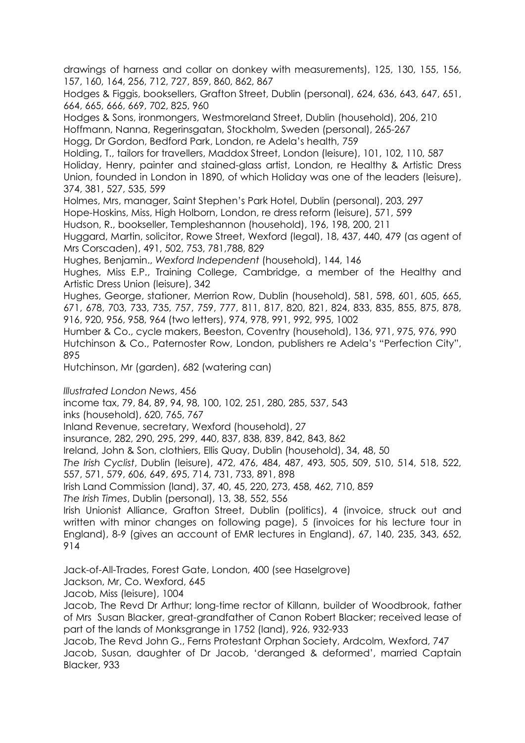drawings of harness and collar on donkey with measurements), 125, 130, 155, 156, 157, 160, 164, 256, 712, 727, 859, 860, 862, 867

Hodges & Figgis, booksellers, Grafton Street, Dublin (personal), 624, 636, 643, 647, 651, 664, 665, 666, 669, 702, 825, 960

Hodges & Sons, ironmongers, Westmoreland Street, Dublin (household), 206, 210

Hoffmann, Nanna, Regerinsgatan, Stockholm, Sweden (personal), 265-267

Hogg, Dr Gordon, Bedford Park, London, re Adela's health, 759

Holding, T., tailors for travellers, Maddox Street, London (leisure), 101, 102, 110, 587

Holiday, Henry, painter and stained-glass artist, London, re Healthy & Artistic Dress Union, founded in London in 1890, of which Holiday was one of the leaders (leisure), 374, 381, 527, 535, 599

Holmes, Mrs, manager, Saint Stephen's Park Hotel, Dublin (personal), 203, 297

Hope-Hoskins, Miss, High Holborn, London, re dress reform (leisure), 571, 599

Hudson, R., bookseller, Templeshannon (household), 196, 198, 200, 211

Huggard, Martin, solicitor, Rowe Street, Wexford (legal), 18, 437, 440, 479 (as agent of Mrs Corscaden), 491, 502, 753, 781,788, 829

Hughes, Benjamin., *Wexford Independent* (household), 144, 146

Hughes, Miss E.P., Training College, Cambridge, a member of the Healthy and Artistic Dress Union (leisure), 342

Hughes, George, stationer, Merrion Row, Dublin (household), 581, 598, 601, 605, 665, 671, 678, 703, 733, 735, 757, 759, 777, 811, 817, 820, 821, 824, 833, 835, 855, 875, 878, 916, 920, 956, 958, 964 (two letters), 974, 978, 991, 992, 995, 1002

Humber & Co., cycle makers, Beeston, Coventry (household), 136, 971, 975, 976, 990

Hutchinson & Co., Paternoster Row, London, publishers re Adela's "Perfection City", 895

Hutchinson, Mr (garden), 682 (watering can)

*Illustrated London News*, 456

income tax, 79, 84, 89, 94, 98, 100, 102, 251, 280, 285, 537, 543

inks (household), 620, 765, 767

Inland Revenue, secretary, Wexford (household), 27

insurance, 282, 290, 295, 299, 440, 837, 838, 839, 842, 843, 862

Ireland, John & Son, clothiers, Ellis Quay, Dublin (household), 34, 48, 50

*The Irish Cyclist*, Dublin (leisure), 472, 476, 484, 487, 493, 505, 509, 510, 514, 518, 522, 557, 571, 579, 606, 649, 695, 714, 731, 733, 891, 898

Irish Land Commission (land), 37, 40, 45, 220, 273, 458, 462, 710, 859

*The Irish Times*, Dublin (personal), 13, 38, 552, 556

Irish Unionist Alliance, Grafton Street, Dublin (politics), 4 (invoice, struck out and written with minor changes on following page), 5 (invoices for his lecture tour in England), 8-9 (gives an account of EMR lectures in England), 67, 140, 235, 343, 652, 914

Jack-of-All-Trades, Forest Gate, London, 400 (see Haselgrove)

Jackson, Mr, Co. Wexford, 645

Jacob, Miss (leisure), 1004

Jacob, The Revd Dr Arthur; long-time rector of Killann, builder of Woodbrook, father of Mrs Susan Blacker, great-grandfather of Canon Robert Blacker; received lease of part of the lands of Monksgrange in 1752 (land), 926, 932-933

Jacob, The Revd John G., Ferns Protestant Orphan Society, Ardcolm, Wexford, 747

Jacob, Susan, daughter of Dr Jacob, 'deranged & deformed', married Captain Blacker, 933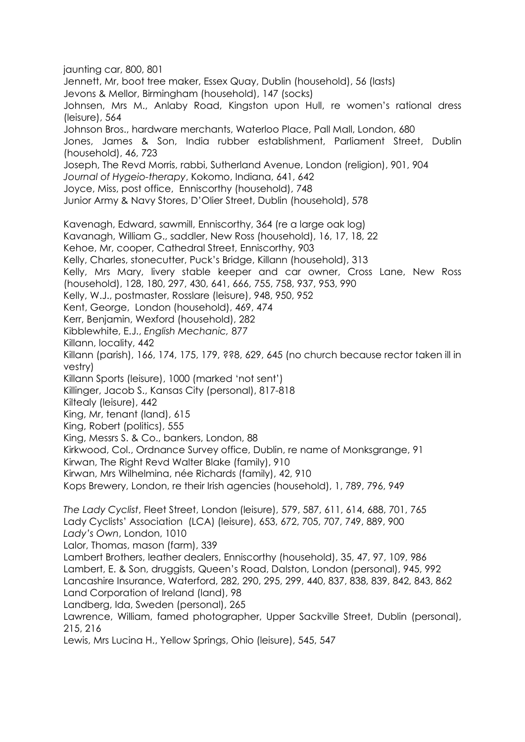jaunting car, 800, 801

Jennett, Mr, boot tree maker, Essex Quay, Dublin (household), 56 (lasts)

Jevons & Mellor, Birmingham (household), 147 (socks)

Johnsen, Mrs M., Anlaby Road, Kingston upon Hull, re women's rational dress (leisure), 564

Johnson Bros., hardware merchants, Waterloo Place, Pall Mall, London, 680

Jones, James & Son, India rubber establishment, Parliament Street, Dublin (household), 46, 723

Joseph, The Revd Morris, rabbi, Sutherland Avenue, London (religion), 901, 904

*Journal of Hygeio-therapy*, Kokomo, Indiana, 641, 642

Joyce, Miss, post office, Enniscorthy (household), 748

Junior Army & Navy Stores, D'Olier Street, Dublin (household), 578

Kavenagh, Edward, sawmill, Enniscorthy, 364 (re a large oak log)

Kavanagh, William G., saddler, New Ross (household), 16, 17, 18, 22

Kehoe, Mr, cooper, Cathedral Street, Enniscorthy, 903

Kelly, Charles, stonecutter, Puck's Bridge, Killann (household), 313

Kelly, Mrs Mary, livery stable keeper and car owner, Cross Lane, New Ross (household), 128, 180, 297, 430, 641, 666, 755, 758, 937, 953, 990

Kelly, W.J., postmaster, Rosslare (leisure), 948, 950, 952

Kent, George, London (household), 469, 474

Kerr, Benjamin, Wexford (household), 282

Kibblewhite, E.J., *English Mechanic*, 877

Killann, locality, 442

Killann (parish), 166, 174, 175, 179, ??8, 629, 645 (no church because rector taken ill in vestry)

Killann Sports (leisure), 1000 (marked 'not sent')

Killinger, Jacob S., Kansas City (personal), 817-818

Kiltealy (leisure), 442

King, Mr, tenant (land), 615

King, Robert (politics), 555

King, Messrs S. & Co., bankers, London, 88

Kirkwood, Col., Ordnance Survey office, Dublin, re name of Monksgrange, 91

Kirwan, The Right Revd Walter Blake (family), 910

Kirwan, Mrs Wilhelmina, née Richards (family), 42, 910

Kops Brewery, London, re their Irish agencies (household), 1, 789, 796, 949

*The Lady Cyclist*, Fleet Street, London (leisure), 579, 587, 611, 614, 688, 701, 765

Lady Cyclists' Association (LCA) (leisure), 653, 672, 705, 707, 749, 889, 900

*Lady's Own*, London, 1010

Lalor, Thomas, mason (farm), 339

Lambert Brothers, leather dealers, Enniscorthy (household), 35, 47, 97, 109, 986

Lambert, E. & Son, druggists, Queen's Road, Dalston, London (personal), 945, 992

Lancashire Insurance, Waterford, 282, 290, 295, 299, 440, 837, 838, 839, 842, 843, 862

Land Corporation of Ireland (land), 98

Landberg, Ida, Sweden (personal), 265

Lawrence, William, famed photographer, Upper Sackville Street, Dublin (personal), 215, 216

Lewis, Mrs Lucina H., Yellow Springs, Ohio (leisure), 545, 547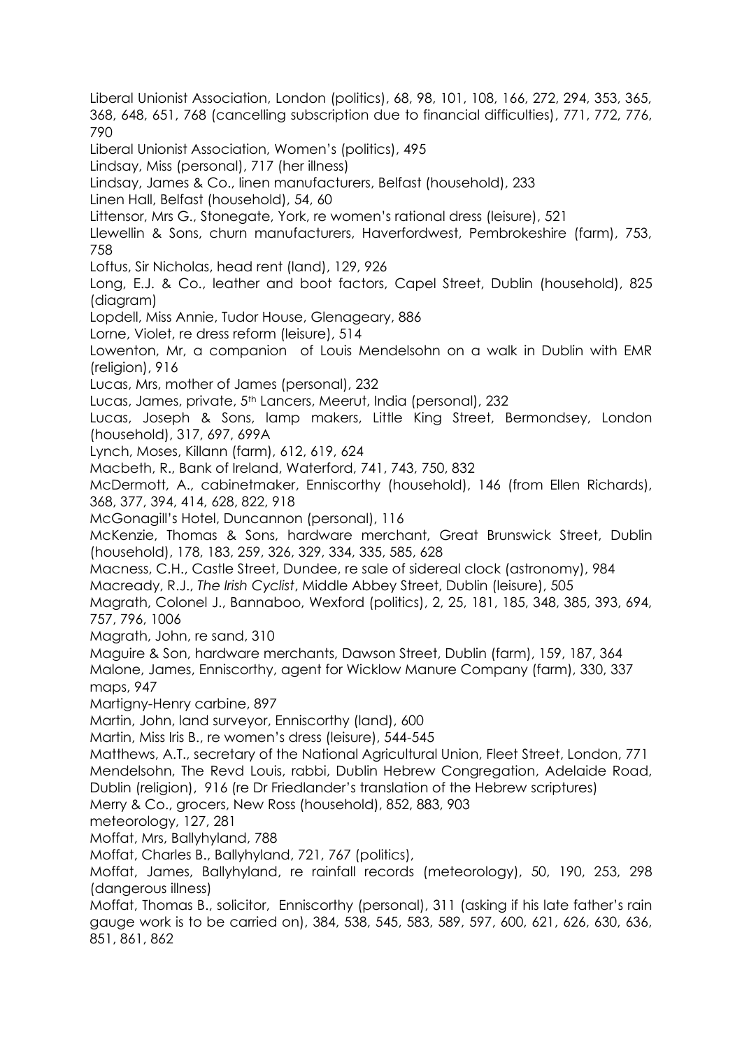Liberal Unionist Association, London (politics), 68, 98, 101, 108, 166, 272, 294, 353, 365, 368, 648, 651, 768 (cancelling subscription due to financial difficulties), 771, 772, 776, 790

Liberal Unionist Association, Women's (politics), 495

Lindsay, Miss (personal), 717 (her illness)

Lindsay, James & Co., linen manufacturers, Belfast (household), 233

Linen Hall, Belfast (household), 54, 60

Littensor, Mrs G., Stonegate, York, re women's rational dress (leisure), 521

Llewellin & Sons, churn manufacturers, Haverfordwest, Pembrokeshire (farm), 753, 758

Loftus, Sir Nicholas, head rent (land), 129, 926

Long, E.J. & Co., leather and boot factors, Capel Street, Dublin (household), 825 (diagram)

Lopdell, Miss Annie, Tudor House, Glenageary, 886

Lorne, Violet, re dress reform (leisure), 514

Lowenton, Mr, a companion of Louis Mendelsohn on a walk in Dublin with EMR (religion), 916

Lucas, Mrs, mother of James (personal), 232

Lucas, James, private, 5th Lancers, Meerut, India (personal), 232

Lucas, Joseph & Sons, lamp makers, Little King Street, Bermondsey, London (household), 317, 697, 699A

Lynch, Moses, Killann (farm), 612, 619, 624

Macbeth, R., Bank of Ireland, Waterford, 741, 743, 750, 832

McDermott, A., cabinetmaker, Enniscorthy (household), 146 (from Ellen Richards), 368, 377, 394, 414, 628, 822, 918

McGonagill's Hotel, Duncannon (personal), 116

McKenzie, Thomas & Sons, hardware merchant, Great Brunswick Street, Dublin (household), 178, 183, 259, 326, 329, 334, 335, 585, 628

Macness, C.H., Castle Street, Dundee, re sale of sidereal clock (astronomy), 984

Macready, R.J., *The Irish Cyclist*, Middle Abbey Street, Dublin (leisure), 505

Magrath, Colonel J., Bannaboo, Wexford (politics), 2, 25, 181, 185, 348, 385, 393, 694, 757, 796, 1006

Magrath, John, re sand, 310

Maguire & Son, hardware merchants, Dawson Street, Dublin (farm), 159, 187, 364

Malone, James, Enniscorthy, agent for Wicklow Manure Company (farm), 330, 337 maps, 947

Martigny-Henry carbine, 897

Martin, John, land surveyor, Enniscorthy (land), 600

Martin, Miss Iris B., re women's dress (leisure), 544-545

Matthews, A.T., secretary of the National Agricultural Union, Fleet Street, London, 771

Mendelsohn, The Revd Louis, rabbi, Dublin Hebrew Congregation, Adelaide Road, Dublin (religion), 916 (re Dr Friedlander's translation of the Hebrew scriptures)

Merry & Co., grocers, New Ross (household), 852, 883, 903

meteorology, 127, 281

Moffat, Mrs, Ballyhyland, 788

Moffat, Charles B., Ballyhyland, 721, 767 (politics),

Moffat, James, Ballyhyland, re rainfall records (meteorology), 50, 190, 253, 298 (dangerous illness)

Moffat, Thomas B., solicitor, Enniscorthy (personal), 311 (asking if his late father's rain gauge work is to be carried on), 384, 538, 545, 583, 589, 597, 600, 621, 626, 630, 636, 851, 861, 862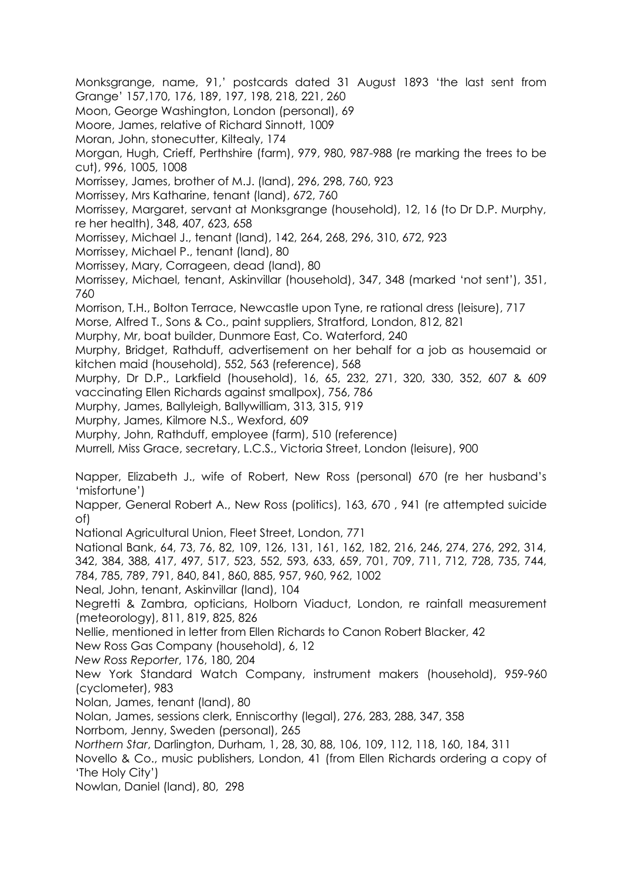Monksgrange, name, 91,' postcards dated 31 August 1893 'the last sent from Grange' 157,170, 176, 189, 197, 198, 218, 221, 260

Moon, George Washington, London (personal), 69

Moore, James, relative of Richard Sinnott, 1009

Moran, John, stonecutter, Kiltealy, 174

Morgan, Hugh, Crieff, Perthshire (farm), 979, 980, 987-988 (re marking the trees to be cut), 996, 1005, 1008

Morrissey, James, brother of M.J. (land), 296, 298, 760, 923

Morrissey, Mrs Katharine, tenant (land), 672, 760

Morrissey, Margaret, servant at Monksgrange (household), 12, 16 (to Dr D.P. Murphy, re her health), 348, 407, 623, 658

Morrissey, Michael J., tenant (land), 142, 264, 268, 296, 310, 672, 923

Morrissey, Michael P., tenant (land), 80

Morrissey, Mary, Corrageen, dead (land), 80

Morrissey, Michael, tenant, Askinvillar (household), 347, 348 (marked 'not sent'), 351, 760

Morrison, T.H., Bolton Terrace, Newcastle upon Tyne, re rational dress (leisure), 717

Morse, Alfred T., Sons & Co., paint suppliers, Stratford, London, 812, 821

Murphy, Mr, boat builder, Dunmore East, Co. Waterford, 240

Murphy, Bridget, Rathduff, advertisement on her behalf for a job as housemaid or kitchen maid (household), 552, 563 (reference), 568

Murphy, Dr D.P., Larkfield (household), 16, 65, 232, 271, 320, 330, 352, 607 & 609 vaccinating Ellen Richards against smallpox), 756, 786

Murphy, James, Ballyleigh, Ballywilliam, 313, 315, 919

Murphy, James, Kilmore N.S., Wexford, 609

Murphy, John, Rathduff, employee (farm), 510 (reference)

Murrell, Miss Grace, secretary, L.C.S., Victoria Street, London (leisure), 900

Napper, Elizabeth J., wife of Robert, New Ross (personal) 670 (re her husband's 'misfortune')

Napper, General Robert A., New Ross (politics), 163, 670 , 941 (re attempted suicide of)

National Agricultural Union, Fleet Street, London, 771

National Bank, 64, 73, 76, 82, 109, 126, 131, 161, 162, 182, 216, 246, 274, 276, 292, 314, 342, 384, 388, 417, 497, 517, 523, 552, 593, 633, 659, 701, 709, 711, 712, 728, 735, 744, 784, 785, 789, 791, 840, 841, 860, 885, 957, 960, 962, 1002

Neal, John, tenant, Askinvillar (land), 104

Negretti & Zambra, opticians, Holborn Viaduct, London, re rainfall measurement (meteorology), 811, 819, 825, 826

Nellie, mentioned in letter from Ellen Richards to Canon Robert Blacker, 42

New Ross Gas Company (household), 6, 12

*New Ross Reporter*, 176, 180, 204

New York Standard Watch Company, instrument makers (household), 959-960 (cyclometer), 983

Nolan, James, tenant (land), 80

Nolan, James, sessions clerk, Enniscorthy (legal), 276, 283, 288, 347, 358

Norrbom, Jenny, Sweden (personal), 265

*Northern Star*, Darlington, Durham, 1, 28, 30, 88, 106, 109, 112, 118, 160, 184, 311

Novello & Co., music publishers, London, 41 (from Ellen Richards ordering a copy of 'The Holy City')

Nowlan, Daniel (land), 80, 298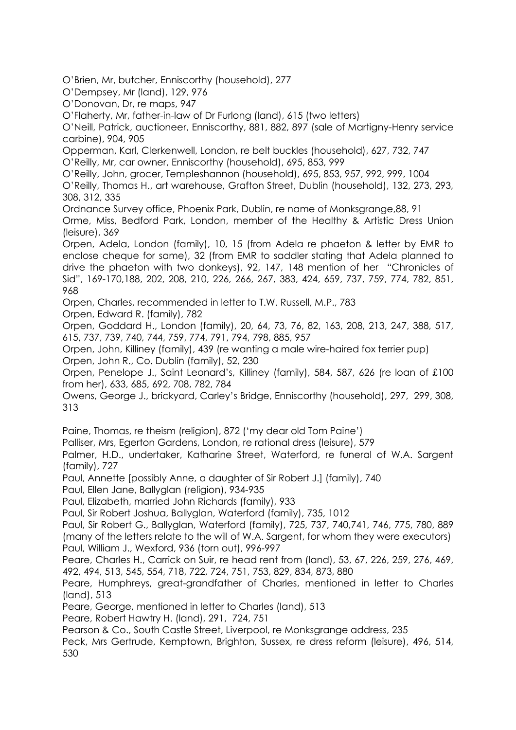O'Brien, Mr, butcher, Enniscorthy (household), 277

O'Dempsey, Mr (land), 129, 976

O'Donovan, Dr, re maps, 947

O'Flaherty, Mr, father-in-law of Dr Furlong (land), 615 (two letters)

O'Neill, Patrick, auctioneer, Enniscorthy, 881, 882, 897 (sale of Martigny-Henry service carbine), 904, 905

Opperman, Karl, Clerkenwell, London, re belt buckles (household), 627, 732, 747

O'Reilly, Mr, car owner, Enniscorthy (household), 695, 853, 999

O'Reilly, John, grocer, Templeshannon (household), 695, 853, 957, 992, 999, 1004

O'Reilly, Thomas H., art warehouse, Grafton Street, Dublin (household), 132, 273, 293, 308, 312, 335

Ordnance Survey office, Phoenix Park, Dublin, re name of Monksgrange,88, 91

Orme, Miss, Bedford Park, London, member of the Healthy & Artistic Dress Union (leisure), 369

Orpen, Adela, London (family), 10, 15 (from Adela re phaeton & letter by EMR to enclose cheque for same), 32 (from EMR to saddler stating that Adela planned to drive the phaeton with two donkeys), 92, 147, 148 mention of her "Chronicles of Sid", 169-170,188, 202, 208, 210, 226, 266, 267, 383, 424, 659, 737, 759, 774, 782, 851, 968

Orpen, Charles, recommended in letter to T.W. Russell, M.P., 783

Orpen, Edward R. (family), 782

Orpen, Goddard H., London (family), 20, 64, 73, 76, 82, 163, 208, 213, 247, 388, 517, 615, 737, 739, 740, 744, 759, 774, 791, 794, 798, 885, 957

Orpen, John, Killiney (family), 439 (re wanting a male wire-haired fox terrier pup)

Orpen, John R., Co. Dublin (family), 52, 230

Orpen, Penelope J., Saint Leonard's, Killiney (family), 584, 587, 626 (re loan of £100 from her), 633, 685, 692, 708, 782, 784

Owens, George J., brickyard, Carley's Bridge, Enniscorthy (household), 297, 299, 308, 313

Paine, Thomas, re theism (religion), 872 ('my dear old Tom Paine')

Palliser, Mrs, Egerton Gardens, London, re rational dress (leisure), 579

Palmer, H.D., undertaker, Katharine Street, Waterford, re funeral of W.A. Sargent (family), 727

Paul, Annette [possibly Anne, a daughter of Sir Robert J.] (family), 740

Paul, Ellen Jane, Ballyglan (religion), 934-935

Paul, Elizabeth, married John Richards (family), 933

Paul, Sir Robert Joshua, Ballyglan, Waterford (family), 735, 1012

Paul, Sir Robert G., Ballyglan, Waterford (family), 725, 737, 740,741, 746, 775, 780, 889 (many of the letters relate to the will of W.A. Sargent, for whom they were executors)

Paul, William J., Wexford, 936 (torn out), 996-997

Peare, Charles H., Carrick on Suir, re head rent from (land), 53, 67, 226, 259, 276, 469, 492, 494, 513, 545, 554, 718, 722, 724, 751, 753, 829, 834, 873, 880

Peare, Humphreys, great-grandfather of Charles, mentioned in letter to Charles (land), 513

Peare, George, mentioned in letter to Charles (land), 513

Peare, Robert Hawtry H. (land), 291, 724, 751

Pearson & Co., South Castle Street, Liverpool, re Monksgrange address, 235

Peck, Mrs Gertrude, Kemptown, Brighton, Sussex, re dress reform (leisure), 496, 514, 530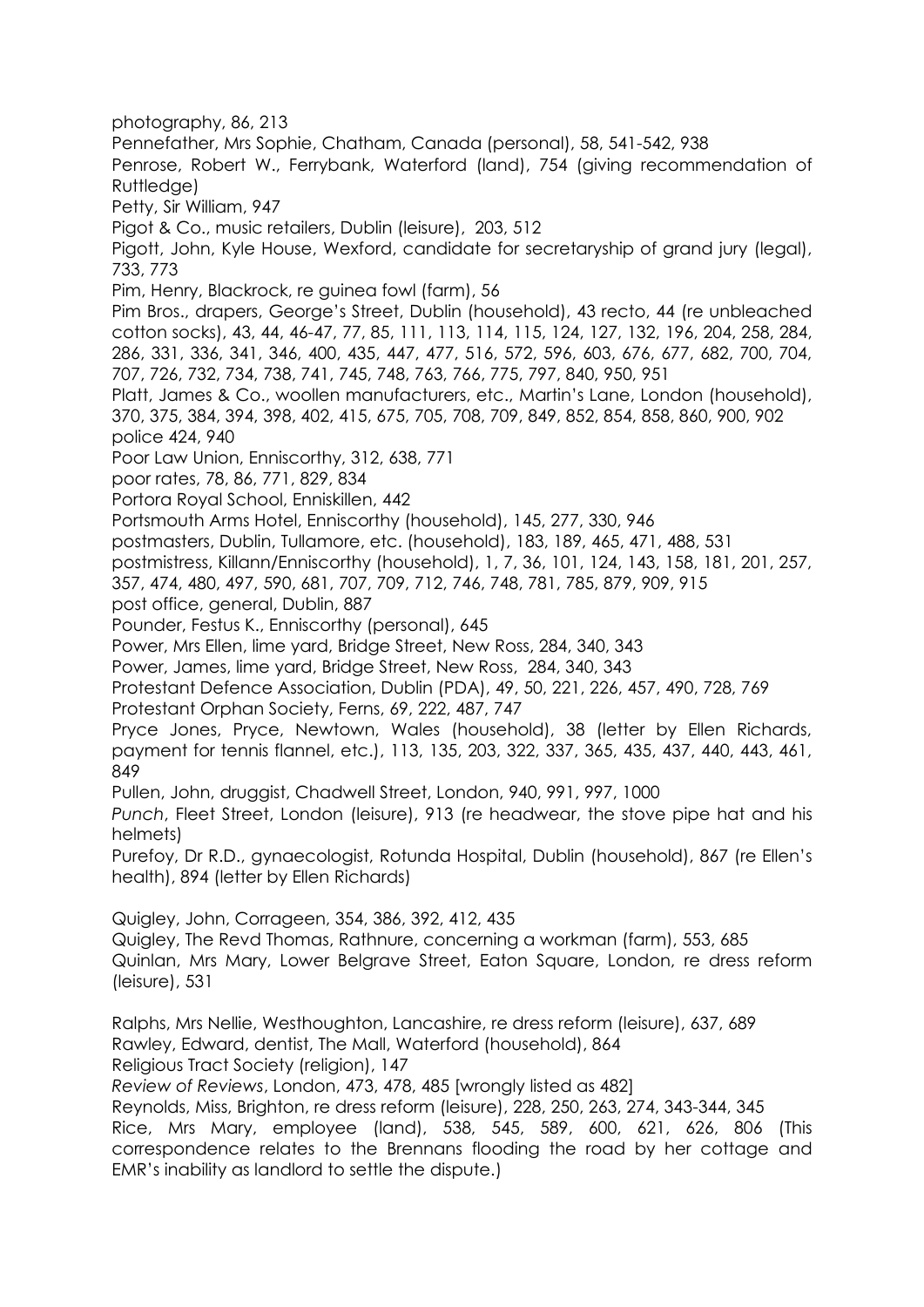photography, 86, 213

Pennefather, Mrs Sophie, Chatham, Canada (personal), 58, 541-542, 938

Penrose, Robert W., Ferrybank, Waterford (land), 754 (giving recommendation of Ruttledge)

Petty, Sir William, 947

Pigot & Co., music retailers, Dublin (leisure), 203, 512

Pigott, John, Kyle House, Wexford, candidate for secretaryship of grand jury (legal), 733, 773

Pim, Henry, Blackrock, re guinea fowl (farm), 56

Pim Bros., drapers, George's Street, Dublin (household), 43 recto, 44 (re unbleached cotton socks), 43, 44, 46-47, 77, 85, 111, 113, 114, 115, 124, 127, 132, 196, 204, 258, 284, 286, 331, 336, 341, 346, 400, 435, 447, 477, 516, 572, 596, 603, 676, 677, 682, 700, 704, 707, 726, 732, 734, 738, 741, 745, 748, 763, 766, 775, 797, 840, 950, 951

Platt, James & Co., woollen manufacturers, etc., Martin's Lane, London (household), 370, 375, 384, 394, 398, 402, 415, 675, 705, 708, 709, 849, 852, 854, 858, 860, 900, 902

police 424, 940

Poor Law Union, Enniscorthy, 312, 638, 771

poor rates, 78, 86, 771, 829, 834

Portora Royal School, Enniskillen, 442

Portsmouth Arms Hotel, Enniscorthy (household), 145, 277, 330, 946

postmasters, Dublin, Tullamore, etc. (household), 183, 189, 465, 471, 488, 531

postmistress, Killann/Enniscorthy (household), 1, 7, 36, 101, 124, 143, 158, 181, 201, 257, 357, 474, 480, 497, 590, 681, 707, 709, 712, 746, 748, 781, 785, 879, 909, 915

post office, general, Dublin, 887

Pounder, Festus K., Enniscorthy (personal), 645

Power, Mrs Ellen, lime yard, Bridge Street, New Ross, 284, 340, 343

Power, James, lime yard, Bridge Street, New Ross, 284, 340, 343

Protestant Defence Association, Dublin (PDA), 49, 50, 221, 226, 457, 490, 728, 769

Protestant Orphan Society, Ferns, 69, 222, 487, 747

Pryce Jones, Pryce, Newtown, Wales (household), 38 (letter by Ellen Richards, payment for tennis flannel, etc.), 113, 135, 203, 322, 337, 365, 435, 437, 440, 443, 461, 849

Pullen, John, druggist, Chadwell Street, London, 940, 991, 997, 1000

*Punch*, Fleet Street, London (leisure), 913 (re headwear, the stove pipe hat and his helmets)

Purefoy, Dr R.D., gynaecologist, Rotunda Hospital, Dublin (household), 867 (re Ellen's health), 894 (letter by Ellen Richards)

Quigley, John, Corrageen, 354, 386, 392, 412, 435

Quigley, The Revd Thomas, Rathnure, concerning a workman (farm), 553, 685

Quinlan, Mrs Mary, Lower Belgrave Street, Eaton Square, London, re dress reform (leisure), 531

Ralphs, Mrs Nellie, Westhoughton, Lancashire, re dress reform (leisure), 637, 689

Rawley, Edward, dentist, The Mall, Waterford (household), 864

Religious Tract Society (religion), 147

*Review of Reviews*, London, 473, 478, 485 [wrongly listed as 482]

Reynolds, Miss, Brighton, re dress reform (leisure), 228, 250, 263, 274, 343-344, 345

Rice, Mrs Mary, employee (land), 538, 545, 589, 600, 621, 626, 806 (This correspondence relates to the Brennans flooding the road by her cottage and EMR's inability as landlord to settle the dispute.)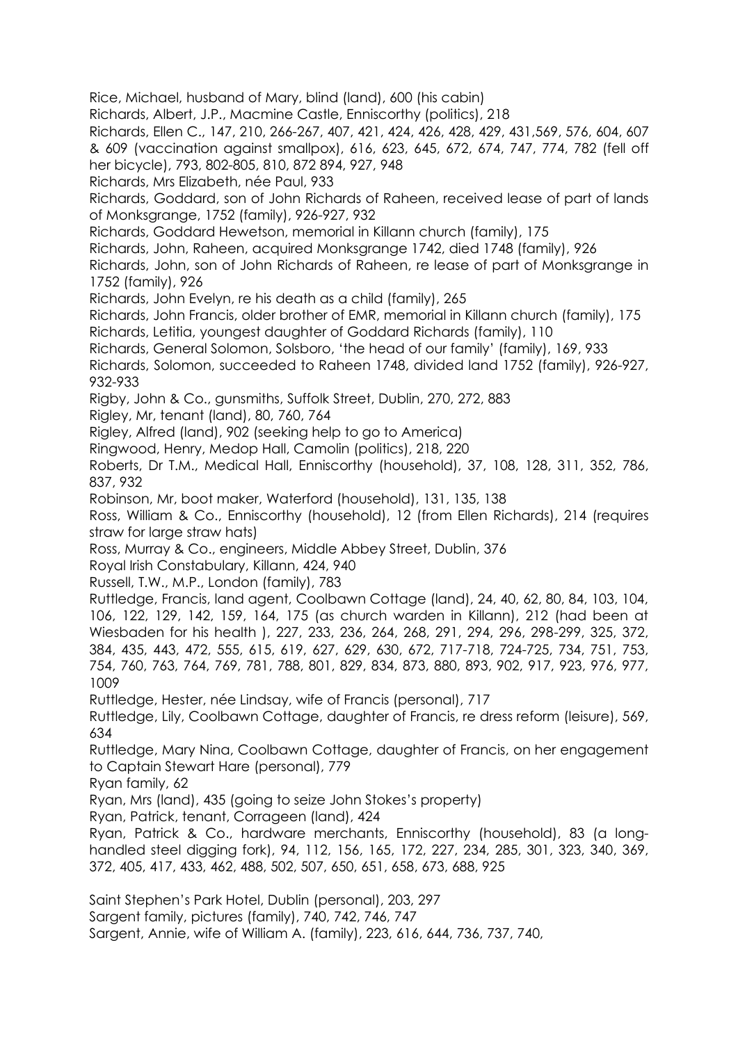Rice, Michael, husband of Mary, blind (land), 600 (his cabin)

Richards, Albert, J.P., Macmine Castle, Enniscorthy (politics), 218

Richards, Ellen C., 147, 210, 266-267, 407, 421, 424, 426, 428, 429, 431,569, 576, 604, 607 & 609 (vaccination against smallpox), 616, 623, 645, 672, 674, 747, 774, 782 (fell off her bicycle), 793, 802-805, 810, 872 894, 927, 948

Richards, Mrs Elizabeth, née Paul, 933

Richards, Goddard, son of John Richards of Raheen, received lease of part of lands of Monksgrange, 1752 (family), 926-927, 932

Richards, Goddard Hewetson, memorial in Killann church (family), 175

Richards, John, Raheen, acquired Monksgrange 1742, died 1748 (family), 926

Richards, John, son of John Richards of Raheen, re lease of part of Monksgrange in 1752 (family), 926

Richards, John Evelyn, re his death as a child (family), 265

Richards, John Francis, older brother of EMR, memorial in Killann church (family), 175

Richards, Letitia, youngest daughter of Goddard Richards (family), 110

Richards, General Solomon, Solsboro, 'the head of our family' (family), 169, 933

Richards, Solomon, succeeded to Raheen 1748, divided land 1752 (family), 926-927, 932-933

Rigby, John & Co., gunsmiths, Suffolk Street, Dublin, 270, 272, 883

Rigley, Mr, tenant (land), 80, 760, 764

Rigley, Alfred (land), 902 (seeking help to go to America)

Ringwood, Henry, Medop Hall, Camolin (politics), 218, 220

Roberts, Dr T.M., Medical Hall, Enniscorthy (household), 37, 108, 128, 311, 352, 786, 837, 932

Robinson, Mr, boot maker, Waterford (household), 131, 135, 138

Ross, William & Co., Enniscorthy (household), 12 (from Ellen Richards), 214 (requires straw for large straw hats)

Ross, Murray & Co., engineers, Middle Abbey Street, Dublin, 376

Royal Irish Constabulary, Killann, 424, 940

Russell, T.W., M.P., London (family), 783

Ruttledge, Francis, land agent, Coolbawn Cottage (land), 24, 40, 62, 80, 84, 103, 104, 106, 122, 129, 142, 159, 164, 175 (as church warden in Killann), 212 (had been at Wiesbaden for his health ), 227, 233, 236, 264, 268, 291, 294, 296, 298-299, 325, 372, 384, 435, 443, 472, 555, 615, 619, 627, 629, 630, 672, 717-718, 724-725, 734, 751, 753, 754, 760, 763, 764, 769, 781, 788, 801, 829, 834, 873, 880, 893, 902, 917, 923, 976, 977, 1009

Ruttledge, Hester, née Lindsay, wife of Francis (personal), 717

Ruttledge, Lily, Coolbawn Cottage, daughter of Francis, re dress reform (leisure), 569, 634

Ruttledge, Mary Nina, Coolbawn Cottage, daughter of Francis, on her engagement to Captain Stewart Hare (personal), 779

Ryan family, 62

Ryan, Mrs (land), 435 (going to seize John Stokes's property)

Ryan, Patrick, tenant, Corrageen (land), 424

Ryan, Patrick & Co., hardware merchants, Enniscorthy (household), 83 (a long-handled steel digging fork), 94, 112, 156, 165, 172, 227, 234, 285, 301, 323, 340, 369, 372, 405, 417, 433, 462, 488, 502, 507, 650, 651, 658, 673, 688, 925

Saint Stephen's Park Hotel, Dublin (personal), 203, 297

Sargent family, pictures (family), 740, 742, 746, 747

Sargent, Annie, wife of William A. (family), 223, 616, 644, 736, 737, 740,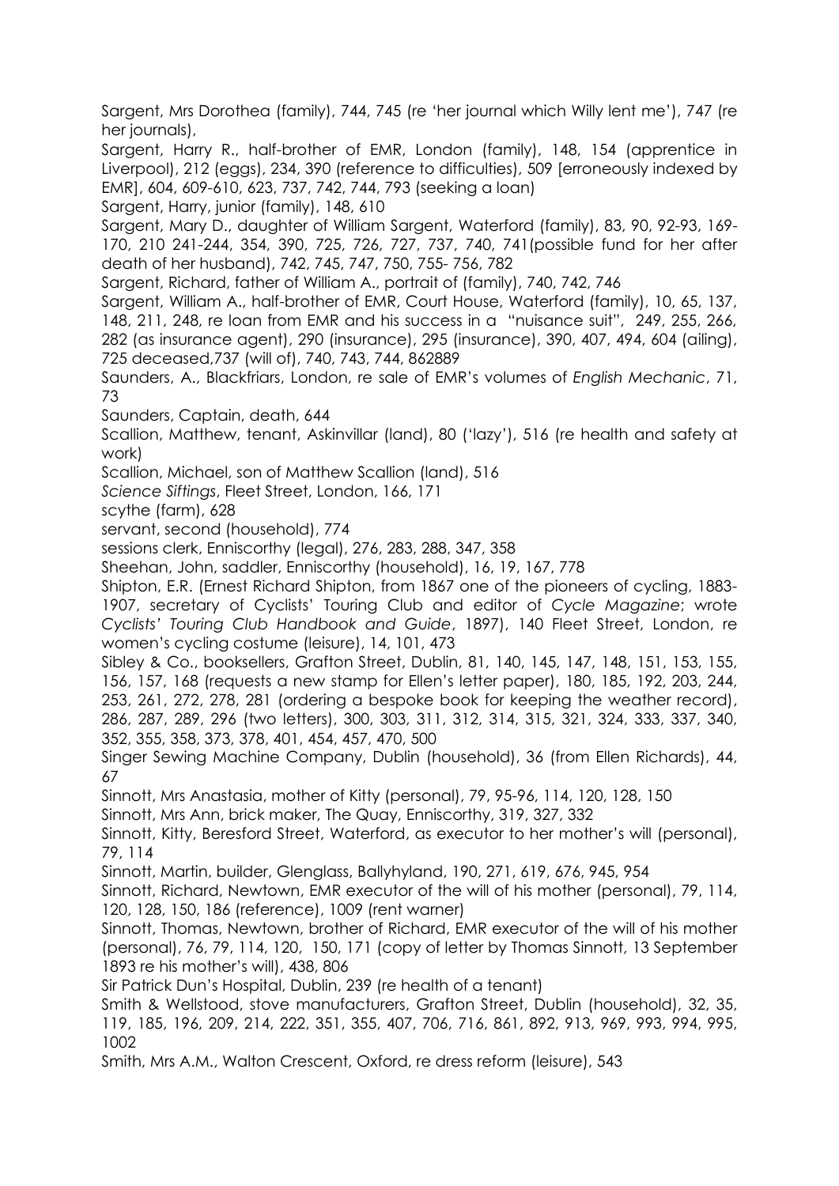Sargent, Mrs Dorothea (family), 744, 745 (re 'her journal which Willy lent me'), 747 (re her journals),

Sargent, Harry R., half-brother of EMR, London (family), 148, 154 (apprentice in Liverpool), 212 (eggs), 234, 390 (reference to difficulties), 509 [erroneously indexed by EMR], 604, 609-610, 623, 737, 742, 744, 793 (seeking a loan)

Sargent, Harry, junior (family), 148, 610

Sargent, Mary D., daughter of William Sargent, Waterford (family), 83, 90, 92-93, 169-170, 210 241-244, 354, 390, 725, 726, 727, 737, 740, 741(possible fund for her after death of her husband), 742, 745, 747, 750, 755- 756, 782

Sargent, Richard, father of William A., portrait of (family), 740, 742, 746

Sargent, William A., half-brother of EMR, Court House, Waterford (family), 10, 65, 137, 148, 211, 248, re loan from EMR and his success in a "nuisance suit", 249, 255, 266, 282 (as insurance agent), 290 (insurance), 295 (insurance), 390, 407, 494, 604 (ailing), 725 deceased,737 (will of), 740, 743, 744, 862889

Saunders, A., Blackfriars, London, re sale of EMR's volumes of *English Mechanic*, 71, 73

Saunders, Captain, death, 644

Scallion, Matthew, tenant, Askinvillar (land), 80 ('lazy'), 516 (re health and safety at work)

Scallion, Michael, son of Matthew Scallion (land), 516

*Science Siftings*, Fleet Street, London, 166, 171

scythe (farm), 628

servant, second (household), 774

sessions clerk, Enniscorthy (legal), 276, 283, 288, 347, 358

Sheehan, John, saddler, Enniscorthy (household), 16, 19, 167, 778

Shipton, E.R. (Ernest Richard Shipton, from 1867 one of the pioneers of cycling, 1883-1907, secretary of Cyclists' Touring Club and editor of *Cycle Magazine*; wrote *Cyclists' Touring Club Handbook and Guide*, 1897), 140 Fleet Street, London, re women's cycling costume (leisure), 14, 101, 473

Sibley & Co., booksellers, Grafton Street, Dublin, 81, 140, 145, 147, 148, 151, 153, 155, 156, 157, 168 (requests a new stamp for Ellen's letter paper), 180, 185, 192, 203, 244, 253, 261, 272, 278, 281 (ordering a bespoke book for keeping the weather record), 286, 287, 289, 296 (two letters), 300, 303, 311, 312, 314, 315, 321, 324, 333, 337, 340, 352, 355, 358, 373, 378, 401, 454, 457, 470, 500

Singer Sewing Machine Company, Dublin (household), 36 (from Ellen Richards), 44, 67

Sinnott, Mrs Anastasia, mother of Kitty (personal), 79, 95-96, 114, 120, 128, 150

Sinnott, Mrs Ann, brick maker, The Quay, Enniscorthy, 319, 327, 332

Sinnott, Kitty, Beresford Street, Waterford, as executor to her mother's will (personal), 79, 114

Sinnott, Martin, builder, Glenglass, Ballyhyland, 190, 271, 619, 676, 945, 954

Sinnott, Richard, Newtown, EMR executor of the will of his mother (personal), 79, 114, 120, 128, 150, 186 (reference), 1009 (rent warner)

Sinnott, Thomas, Newtown, brother of Richard, EMR executor of the will of his mother (personal), 76, 79, 114, 120, 150, 171 (copy of letter by Thomas Sinnott, 13 September 1893 re his mother's will), 438, 806

Sir Patrick Dun's Hospital, Dublin, 239 (re health of a tenant)

Smith & Wellstood, stove manufacturers, Grafton Street, Dublin (household), 32, 35, 119, 185, 196, 209, 214, 222, 351, 355, 407, 706, 716, 861, 892, 913, 969, 993, 994, 995, 1002

Smith, Mrs A.M., Walton Crescent, Oxford, re dress reform (leisure), 543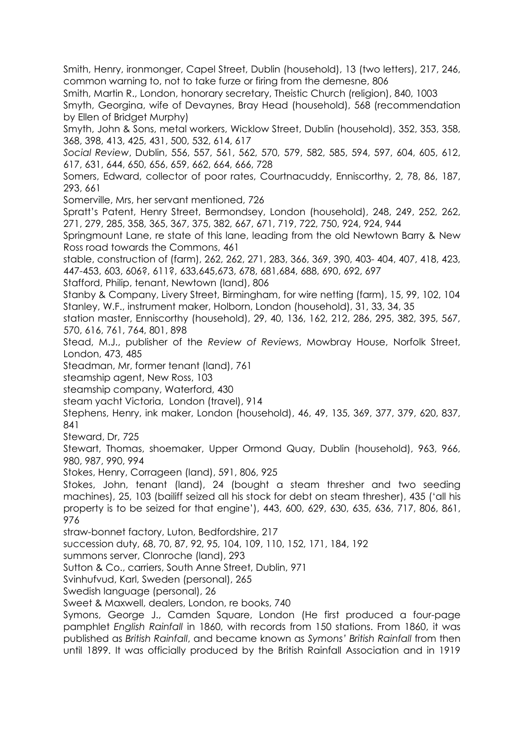Smith, Henry, ironmonger, Capel Street, Dublin (household), 13 (two letters), 217, 246, common warning to, not to take furze or firing from the demesne, 806

Smith, Martin R., London, honorary secretary, Theistic Church (religion), 840, 1003

Smyth, Georgina, wife of Devaynes, Bray Head (household), 568 (recommendation by Ellen of Bridget Murphy)

Smyth, John & Sons, metal workers, Wicklow Street, Dublin (household), 352, 353, 358, 368, 398, 413, 425, 431, 500, 532, 614, 617

*Social Review*, Dublin, 556, 557, 561, 562, 570, 579, 582, 585, 594, 597, 604, 605, 612, 617, 631, 644, 650, 656, 659, 662, 664, 666, 728

Somers, Edward, collector of poor rates, Courtnacuddy, Enniscorthy, 2, 78, 86, 187, 293, 661

Somerville, Mrs, her servant mentioned, 726

Spratt's Patent, Henry Street, Bermondsey, London (household), 248, 249, 252, 262, 271, 279, 285, 358, 365, 367, 375, 382, 667, 671, 719, 722, 750, 924, 924, 944

Springmount Lane, re state of this lane, leading from the old Newtown Barry & New Ross road towards the Commons, 461

stable, construction of (farm), 262, 262, 271, 283, 366, 369, 390, 403- 404, 407, 418, 423, 447-453, 603, 606?, 611?, 633,645,673, 678, 681,684, 688, 690, 692, 697

Stafford, Philip, tenant, Newtown (land), 806

Stanby & Company, Livery Street, Birmingham, for wire netting (farm), 15, 99, 102, 104

Stanley, W.F., instrument maker, Holborn, London (household), 31, 33, 34, 35

station master, Enniscorthy (household), 29, 40, 136, 162, 212, 286, 295, 382, 395, 567, 570, 616, 761, 764, 801, 898

Stead, M.J., publisher of the *Review of Reviews*, Mowbray House, Norfolk Street, London, 473, 485

Steadman, Mr, former tenant (land), 761

steamship agent, New Ross, 103

steamship company, Waterford, 430

steam yacht Victoria, London (travel), 914

Stephens, Henry, ink maker, London (household), 46, 49, 135, 369, 377, 379, 620, 837, 841

Steward, Dr, 725

Stewart, Thomas, shoemaker, Upper Ormond Quay, Dublin (household), 963, 966, 980, 987, 990, 994

Stokes, Henry, Corrageen (land), 591, 806, 925

Stokes, John, tenant (land), 24 (bought a steam thresher and two seeding machines), 25, 103 (bailiff seized all his stock for debt on steam thresher), 435 ('all his property is to be seized for that engine'), 443, 600, 629, 630, 635, 636, 717, 806, 861, 976

straw-bonnet factory, Luton, Bedfordshire, 217

succession duty, 68, 70, 87, 92, 95, 104, 109, 110, 152, 171, 184, 192

summons server, Clonroche (land), 293

Sutton & Co., carriers, South Anne Street, Dublin, 971

Svinhufvud, Karl, Sweden (personal), 265

Swedish language (personal), 26

Sweet & Maxwell, dealers, London, re books, 740

Symons, George J., Camden Square, London (He first produced a four-page pamphlet *English Rainfall* in 1860, with records from 150 stations. From 1860, it was published as *British Rainfall*, and became known as *Symons' British Rainfall* from then until 1899. It was officially produced by the British Rainfall Association and in 1919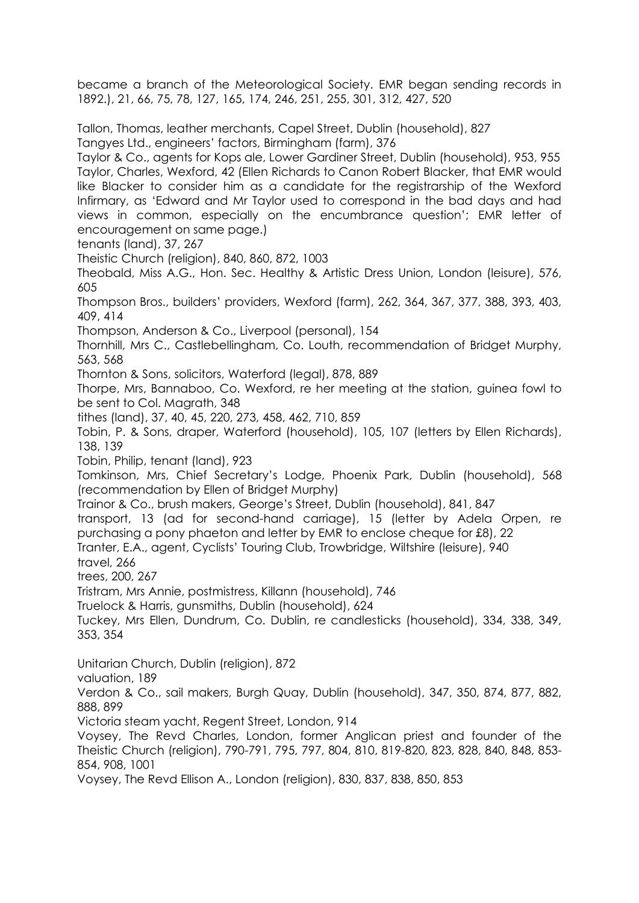became a branch of the Meteorological Society. EMR began sending records in 1892.), 21, 66, 75, 78, 127, 165, 174, 246, 251, 255, 301, 312, 427, 520

Tallon, Thomas, leather merchants, Capel Street, Dublin (household), 827
Tangyes Ltd., engineers' factors, Birmingham (farm), 376
Taylor & Co., agents for Kops ale, Lower Gardiner Street, Dublin (household), 953, 955
Taylor, Charles, Wexford, 42 (Ellen Richards to Canon Robert Blacker, that EMR would like Blacker to consider him as a candidate for the registrarship of the Wexford Infirmary, as 'Edward and Mr Taylor used to correspond in the bad days and had views in common, especially on the encumbrance question'; EMR letter of encouragement on same page.)
tenants (land), 37, 267
Theistic Church (religion), 840, 860, 872, 1003
Theobald, Miss A.G., Hon. Sec. Healthy & Artistic Dress Union, London (leisure), 576, 605
Thompson Bros., builders' providers, Wexford (farm), 262, 364, 367, 377, 388, 393, 403, 409, 414
Thompson, Anderson & Co., Liverpool (personal), 154
Thornhill, Mrs C., Castlebellingham, Co. Louth, recommendation of Bridget Murphy, 563, 568
Thornton & Sons, solicitors, Waterford (legal), 878, 889
Thorpe, Mrs, Bannaboo, Co. Wexford, re her meeting at the station, guinea fowl to be sent to Col. Magrath, 348
tithes (land), 37, 40, 45, 220, 273, 458, 462, 710, 859
Tobin, P. & Sons, draper, Waterford (household), 105, 107 (letters by Ellen Richards), 138, 139
Tobin, Philip, tenant (land), 923
Tomkinson, Mrs, Chief Secretary's Lodge, Phoenix Park, Dublin (household), 568 (recommendation by Ellen of Bridget Murphy)
Trainor & Co., brush makers, George's Street, Dublin (household), 841, 847
transport, 13 (ad for second-hand carriage), 15 (letter by Adela Orpen, re purchasing a pony phaeton and letter by EMR to enclose cheque for £8), 22
Tranter, E.A., agent, Cyclists' Touring Club, Trowbridge, Wiltshire (leisure), 940
travel, 266
trees, 200, 267
Tristram, Mrs Annie, postmistress, Killann (household), 746
Truelock & Harris, gunsmiths, Dublin (household), 624
Tuckey, Mrs Ellen, Dundrum, Co. Dublin, re candlesticks (household), 334, 338, 349, 353, 354

Unitarian Church, Dublin (religion), 872
valuation, 189
Verdon & Co., sail makers, Burgh Quay, Dublin (household), 347, 350, 874, 877, 882, 888, 899
Victoria steam yacht, Regent Street, London, 914
Voysey, The Revd Charles, London, former Anglican priest and founder of the Theistic Church (religion), 790-791, 795, 797, 804, 810, 819-820, 823, 828, 840, 848, 853-854, 908, 1001
Voysey, The Revd Ellison A., London (religion), 830, 837, 838, 850, 853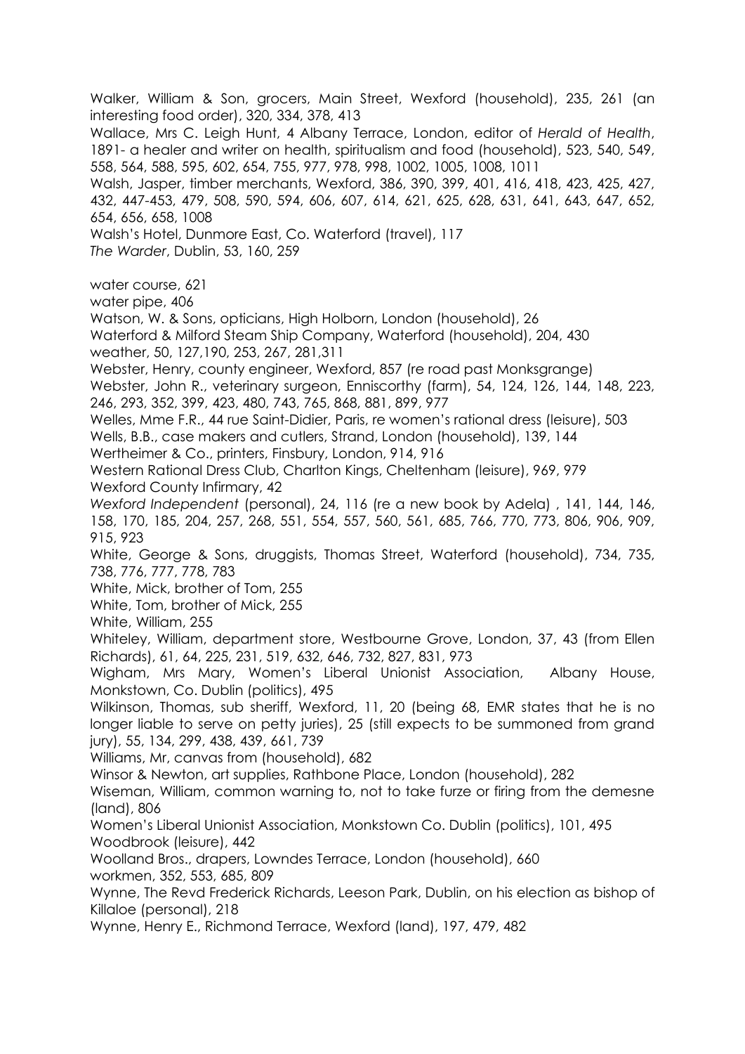Walker, William & Son, grocers, Main Street, Wexford (household), 235, 261 (an interesting food order), 320, 334, 378, 413

Wallace, Mrs C. Leigh Hunt, 4 Albany Terrace, London, editor of *Herald of Health*, 1891- a healer and writer on health, spiritualism and food (household), 523, 540, 549, 558, 564, 588, 595, 602, 654, 755, 977, 978, 998, 1002, 1005, 1008, 1011

Walsh, Jasper, timber merchants, Wexford, 386, 390, 399, 401, 416, 418, 423, 425, 427, 432, 447-453, 479, 508, 590, 594, 606, 607, 614, 621, 625, 628, 631, 641, 643, 647, 652, 654, 656, 658, 1008

Walsh's Hotel, Dunmore East, Co. Waterford (travel), 117

*The Warder*, Dublin, 53, 160, 259

water course, 621

water pipe, 406

Watson, W. & Sons, opticians, High Holborn, London (household), 26

Waterford & Milford Steam Ship Company, Waterford (household), 204, 430

weather, 50, 127,190, 253, 267, 281,311

Webster, Henry, county engineer, Wexford, 857 (re road past Monksgrange)

Webster, John R., veterinary surgeon, Enniscorthy (farm), 54, 124, 126, 144, 148, 223, 246, 293, 352, 399, 423, 480, 743, 765, 868, 881, 899, 977

Welles, Mme F.R., 44 rue Saint-Didier, Paris, re women's rational dress (leisure), 503

Wells, B.B., case makers and cutlers, Strand, London (household), 139, 144

Wertheimer & Co., printers, Finsbury, London, 914, 916

Western Rational Dress Club, Charlton Kings, Cheltenham (leisure), 969, 979

Wexford County Infirmary, 42

*Wexford Independent* (personal), 24, 116 (re a new book by Adela) , 141, 144, 146, 158, 170, 185, 204, 257, 268, 551, 554, 557, 560, 561, 685, 766, 770, 773, 806, 906, 909, 915, 923

White, George & Sons, druggists, Thomas Street, Waterford (household), 734, 735, 738, 776, 777, 778, 783

White, Mick, brother of Tom, 255

White, Tom, brother of Mick, 255

White, William, 255

Whiteley, William, department store, Westbourne Grove, London, 37, 43 (from Ellen Richards), 61, 64, 225, 231, 519, 632, 646, 732, 827, 831, 973

Wigham, Mrs Mary, Women's Liberal Unionist Association, Albany House, Monkstown, Co. Dublin (politics), 495

Wilkinson, Thomas, sub sheriff, Wexford, 11, 20 (being 68, EMR states that he is no longer liable to serve on petty juries), 25 (still expects to be summoned from grand jury), 55, 134, 299, 438, 439, 661, 739

Williams, Mr, canvas from (household), 682

Winsor & Newton, art supplies, Rathbone Place, London (household), 282

Wiseman, William, common warning to, not to take furze or firing from the demesne (land), 806

Women's Liberal Unionist Association, Monkstown Co. Dublin (politics), 101, 495

Woodbrook (leisure), 442

Woolland Bros., drapers, Lowndes Terrace, London (household), 660

workmen, 352, 553, 685, 809

Wynne, The Revd Frederick Richards, Leeson Park, Dublin, on his election as bishop of Killaloe (personal), 218

Wynne, Henry E., Richmond Terrace, Wexford (land), 197, 479, 482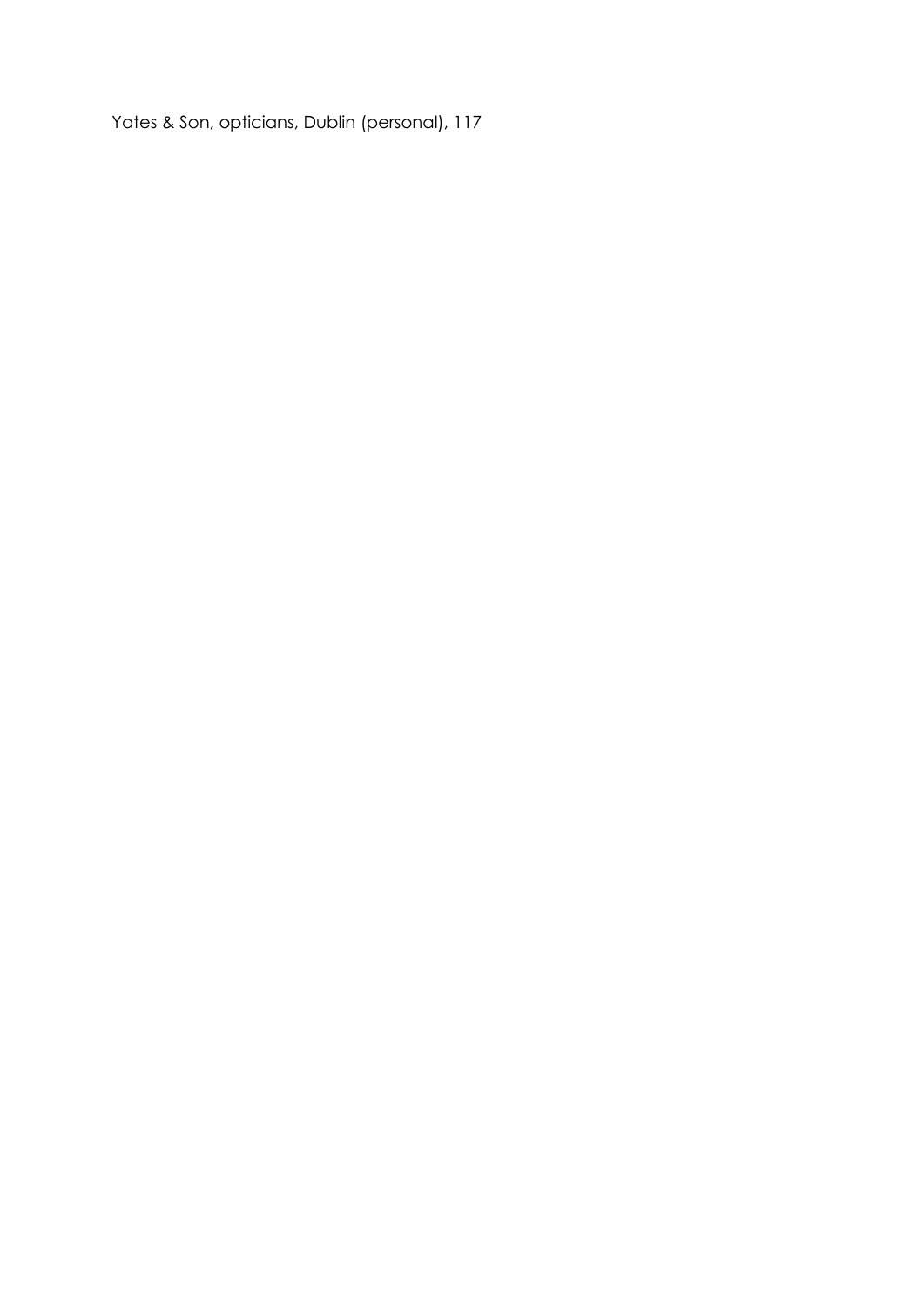Yates & Son, opticians, Dublin (personal), 117